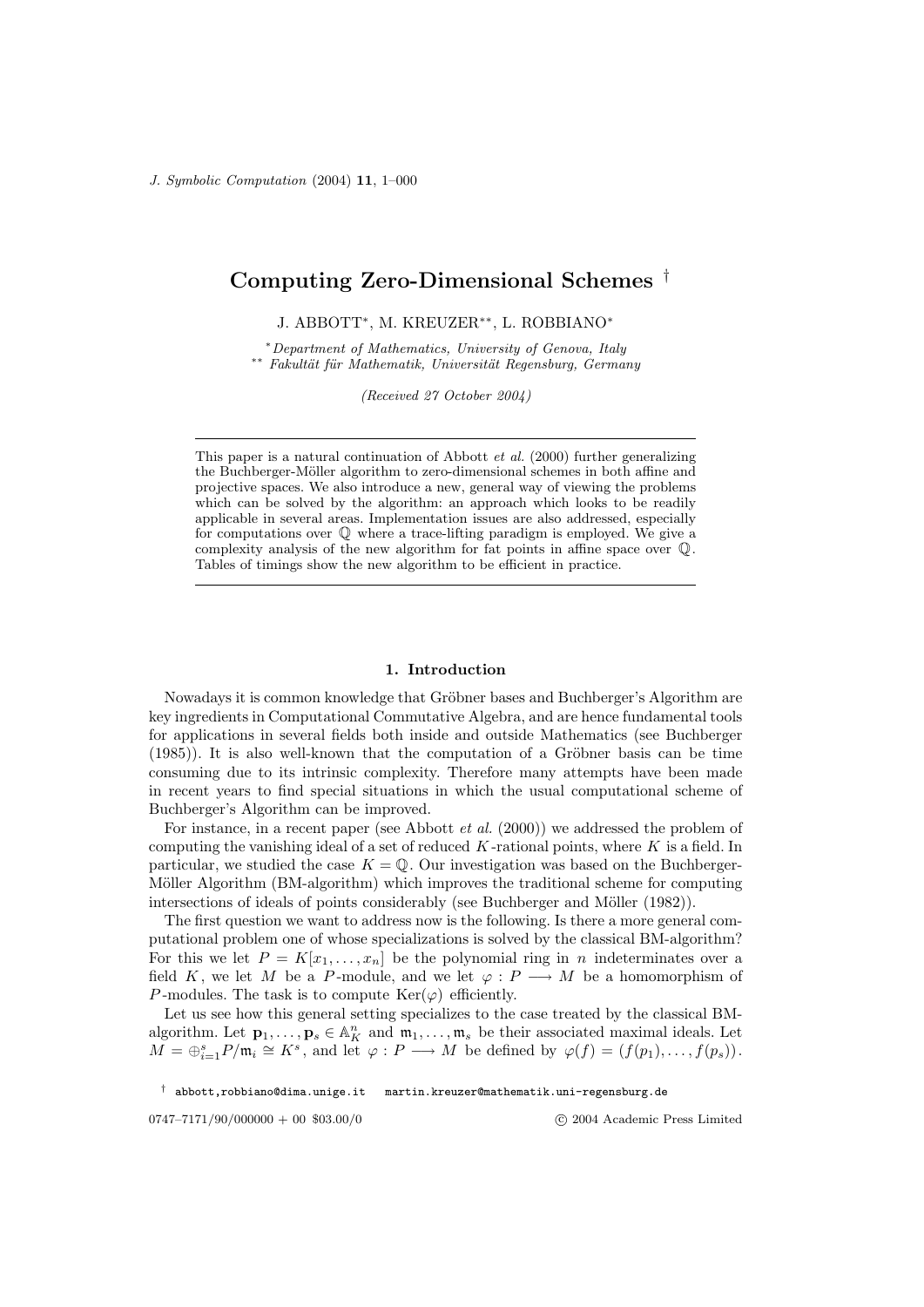# Computing Zero-Dimensional Schemes [†]

J. ABBOTT[*], M. KREUZER[**], L. ROBBIANO[*]

[*] *Department of Mathematics, University of Genova, Italy*
[**] *Fakultät für Mathematik, Universität Regensburg, Germany*

*(Received 27 October 2004)*

---

This paper is a natural continuation of Abbott *et al.* (2000) further generalizing the Buchberger-Möller algorithm to zero-dimensional schemes in both affine and projective spaces. We also introduce a new, general way of viewing the problems which can be solved by the algorithm: an approach which looks to be readily applicable in several areas. Implementation issues are also addressed, especially for computations over $\mathbb{Q}$ where a trace-lifting paradigm is employed. We give a complexity analysis of the new algorithm for fat points in affine space over $\mathbb{Q}$. Tables of timings show the new algorithm to be efficient in practice.

---

## 1. Introduction

Nowadays it is common knowledge that Gröbner bases and Buchberger's Algorithm are key ingredients in Computational Commutative Algebra, and are hence fundamental tools for applications in several fields both inside and outside Mathematics (see Buchberger (1985)). It is also well-known that the computation of a Gröbner basis can be time consuming due to its intrinsic complexity. Therefore many attempts have been made in recent years to find special situations in which the usual computational scheme of Buchberger's Algorithm can be improved.

For instance, in a recent paper (see Abbott *et al.* (2000)) we addressed the problem of computing the vanishing ideal of a set of reduced $K$-rational points, where $K$ is a field. In particular, we studied the case $K = \mathbb{Q}$. Our investigation was based on the Buchberger-Möller Algorithm (BM-algorithm) which improves the traditional scheme for computing intersections of ideals of points considerably (see Buchberger and Möller (1982)).

The first question we want to address now is the following. Is there a more general computational problem one of whose specializations is solved by the classical BM-algorithm? For this we let $P = K[x_1, \ldots, x_n]$ be the polynomial ring in $n$ indeterminates over a field $K$, we let $M$ be a $P$-module, and we let $\varphi : P \longrightarrow M$ be a homomorphism of $P$-modules. The task is to compute $\mathrm{Ker}(\varphi)$ efficiently.

Let us see how this general setting specializes to the case treated by the classical BM-algorithm. Let $\mathbf{p}_1, \ldots, \mathbf{p}_s \in \mathbb{A}^n_K$ and $\mathfrak{m}_1, \ldots, \mathfrak{m}_s$ be their associated maximal ideals. Let $M = \oplus_{i=1}^s P/\mathfrak{m}_i \cong K^s$, and let $\varphi : P \longrightarrow M$ be defined by $\varphi(f) = (f(p_1), \ldots, f(p_s))$.

[†] abbott,robbiano@dima.unige.it   martin.kreuzer@mathematik.uni-regensburg.de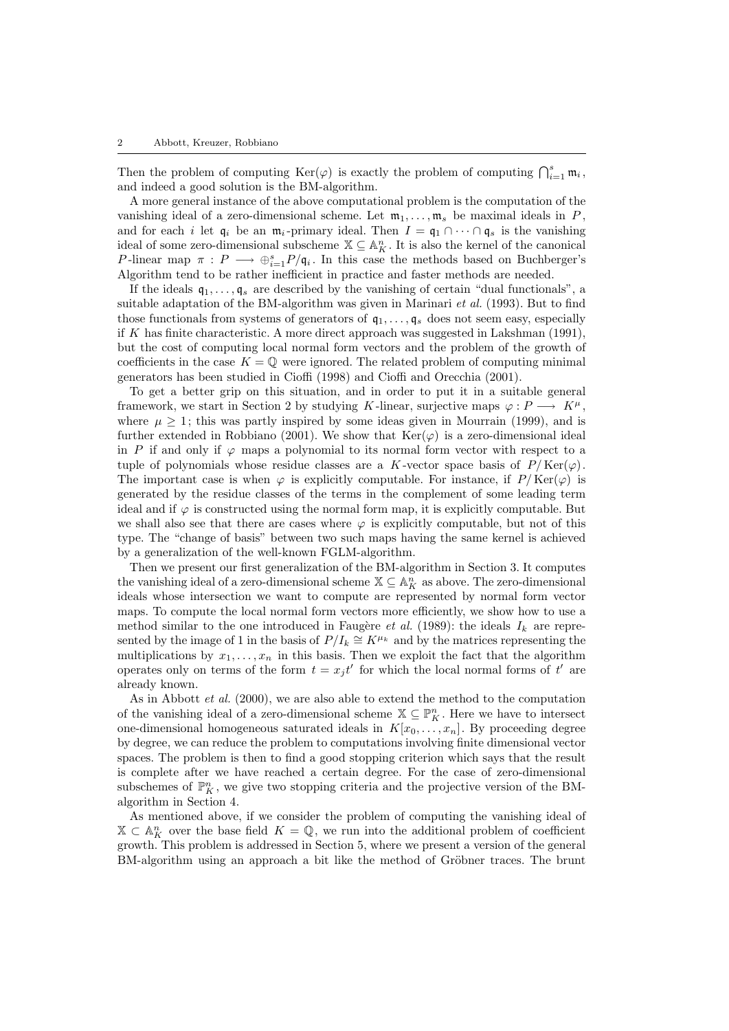Then the problem of computing $\mathrm{Ker}(\varphi)$ is exactly the problem of computing $\bigcap_{i=1}^{s} \mathfrak{m}_i$, and indeed a good solution is the BM-algorithm.

A more general instance of the above computational problem is the computation of the vanishing ideal of a zero-dimensional scheme. Let $\mathfrak{m}_1, \ldots, \mathfrak{m}_s$ be maximal ideals in $P$, and for each $i$ let $\mathfrak{q}_i$ be an $\mathfrak{m}_i$-primary ideal. Then $I = \mathfrak{q}_1 \cap \cdots \cap \mathfrak{q}_s$ is the vanishing ideal of some zero-dimensional subscheme $\mathbb{X} \subseteq \mathbb{A}^n_K$. It is also the kernel of the canonical $P$-linear map $\pi : P \longrightarrow \oplus_{i=1}^{s} P/\mathfrak{q}_i$. In this case the methods based on Buchberger's Algorithm tend to be rather inefficient in practice and faster methods are needed.

If the ideals $\mathfrak{q}_1, \ldots, \mathfrak{q}_s$ are described by the vanishing of certain "dual functionals", a suitable adaptation of the BM-algorithm was given in Marinari *et al.* (1993). But to find those functionals from systems of generators of $\mathfrak{q}_1, \ldots, \mathfrak{q}_s$ does not seem easy, especially if $K$ has finite characteristic. A more direct approach was suggested in Lakshman (1991), but the cost of computing local normal form vectors and the problem of the growth of coefficients in the case $K = \mathbb{Q}$ were ignored. The related problem of computing minimal generators has been studied in Cioffi (1998) and Cioffi and Orecchia (2001).

To get a better grip on this situation, and in order to put it in a suitable general framework, we start in Section 2 by studying $K$-linear, surjective maps $\varphi : P \longrightarrow K^{\mu}$, where $\mu \geq 1$; this was partly inspired by some ideas given in Mourrain (1999), and is further extended in Robbiano (2001). We show that $\mathrm{Ker}(\varphi)$ is a zero-dimensional ideal in $P$ if and only if $\varphi$ maps a polynomial to its normal form vector with respect to a tuple of polynomials whose residue classes are a $K$-vector space basis of $P/\mathrm{Ker}(\varphi)$. The important case is when $\varphi$ is explicitly computable. For instance, if $P/\mathrm{Ker}(\varphi)$ is generated by the residue classes of the terms in the complement of some leading term ideal and if $\varphi$ is constructed using the normal form map, it is explicitly computable. But we shall also see that there are cases where $\varphi$ is explicitly computable, but not of this type. The "change of basis" between two such maps having the same kernel is achieved by a generalization of the well-known FGLM-algorithm.

Then we present our first generalization of the BM-algorithm in Section 3. It computes the vanishing ideal of a zero-dimensional scheme $\mathbb{X} \subseteq \mathbb{A}^n_K$ as above. The zero-dimensional ideals whose intersection we want to compute are represented by normal form vector maps. To compute the local normal form vectors more efficiently, we show how to use a method similar to the one introduced in Faugère *et al.* (1989): the ideals $I_k$ are represented by the image of 1 in the basis of $P/I_k \cong K^{\mu_k}$ and by the matrices representing the multiplications by $x_1, \ldots, x_n$ in this basis. Then we exploit the fact that the algorithm operates only on terms of the form $t = x_j t'$ for which the local normal forms of $t'$ are already known.

As in Abbott *et al.* (2000), we are also able to extend the method to the computation of the vanishing ideal of a zero-dimensional scheme $\mathbb{X} \subseteq \mathbb{P}^n_K$. Here we have to intersect one-dimensional homogeneous saturated ideals in $K[x_0, \ldots, x_n]$. By proceeding degree by degree, we can reduce the problem to computations involving finite dimensional vector spaces. The problem is then to find a good stopping criterion which says that the result is complete after we have reached a certain degree. For the case of zero-dimensional subschemes of $\mathbb{P}^n_K$, we give two stopping criteria and the projective version of the BM-algorithm in Section 4.

As mentioned above, if we consider the problem of computing the vanishing ideal of $\mathbb{X} \subset \mathbb{A}^n_K$ over the base field $K = \mathbb{Q}$, we run into the additional problem of coefficient growth. This problem is addressed in Section 5, where we present a version of the general BM-algorithm using an approach a bit like the method of Gröbner traces. The brunt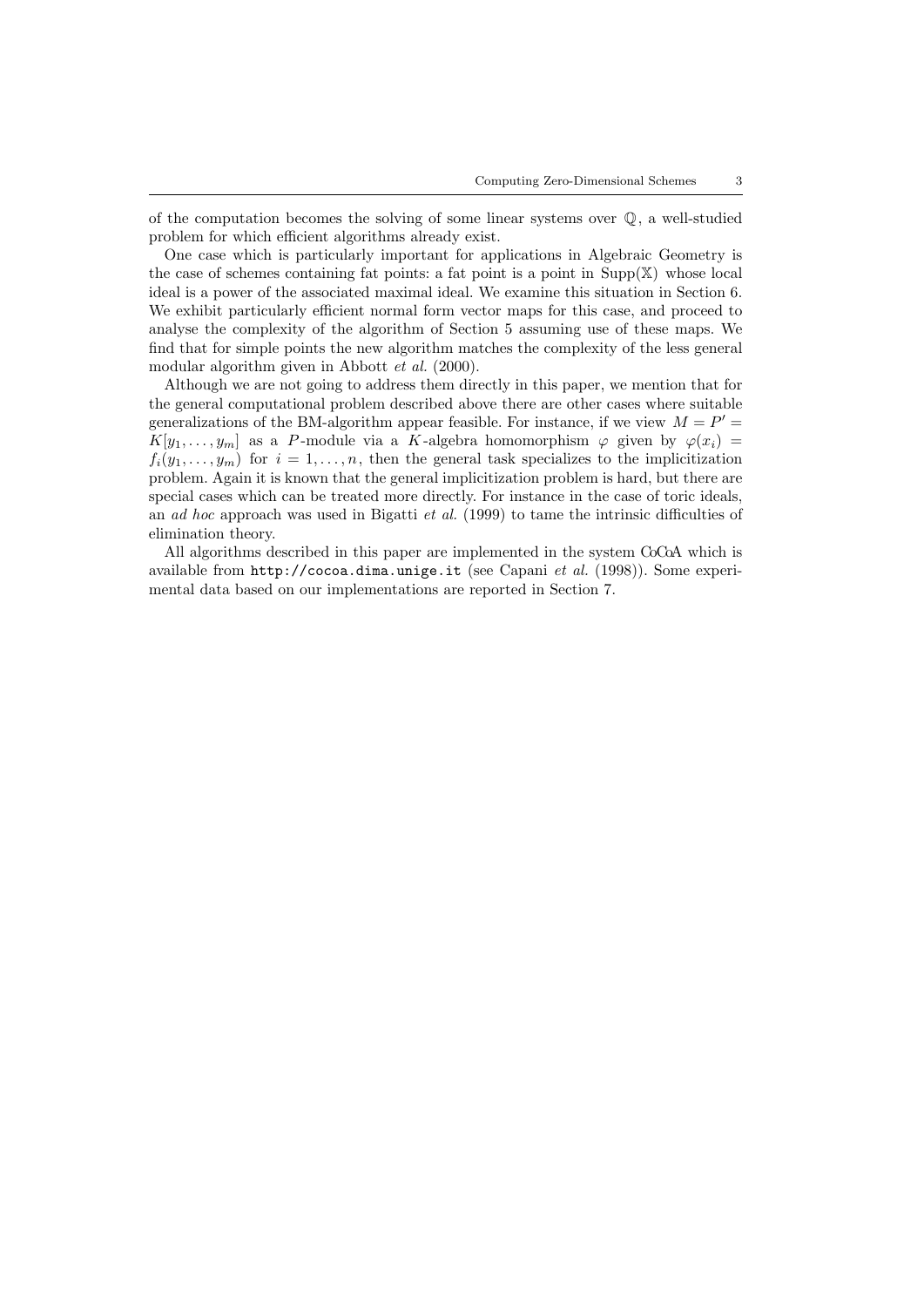of the computation becomes the solving of some linear systems over $\mathbb{Q}$, a well-studied problem for which efficient algorithms already exist.

One case which is particularly important for applications in Algebraic Geometry is the case of schemes containing fat points: a fat point is a point in $\mathrm{Supp}(\mathbb{X})$ whose local ideal is a power of the associated maximal ideal. We examine this situation in Section 6. We exhibit particularly efficient normal form vector maps for this case, and proceed to analyse the complexity of the algorithm of Section 5 assuming use of these maps. We find that for simple points the new algorithm matches the complexity of the less general modular algorithm given in Abbott *et al.* (2000).

Although we are not going to address them directly in this paper, we mention that for the general computational problem described above there are other cases where suitable generalizations of the BM-algorithm appear feasible. For instance, if we view $M = P' = K[y_1, \ldots, y_m]$ as a $P$-module via a $K$-algebra homomorphism $\varphi$ given by $\varphi(x_i) = f_i(y_1, \ldots, y_m)$ for $i = 1, \ldots, n$, then the general task specializes to the implicitization problem. Again it is known that the general implicitization problem is hard, but there are special cases which can be treated more directly. For instance in the case of toric ideals, an *ad hoc* approach was used in Bigatti *et al.* (1999) to tame the intrinsic difficulties of elimination theory.

All algorithms described in this paper are implemented in the system CoCoA which is available from `http://cocoa.dima.unige.it` (see Capani *et al.* (1998)). Some experimental data based on our implementations are reported in Section 7.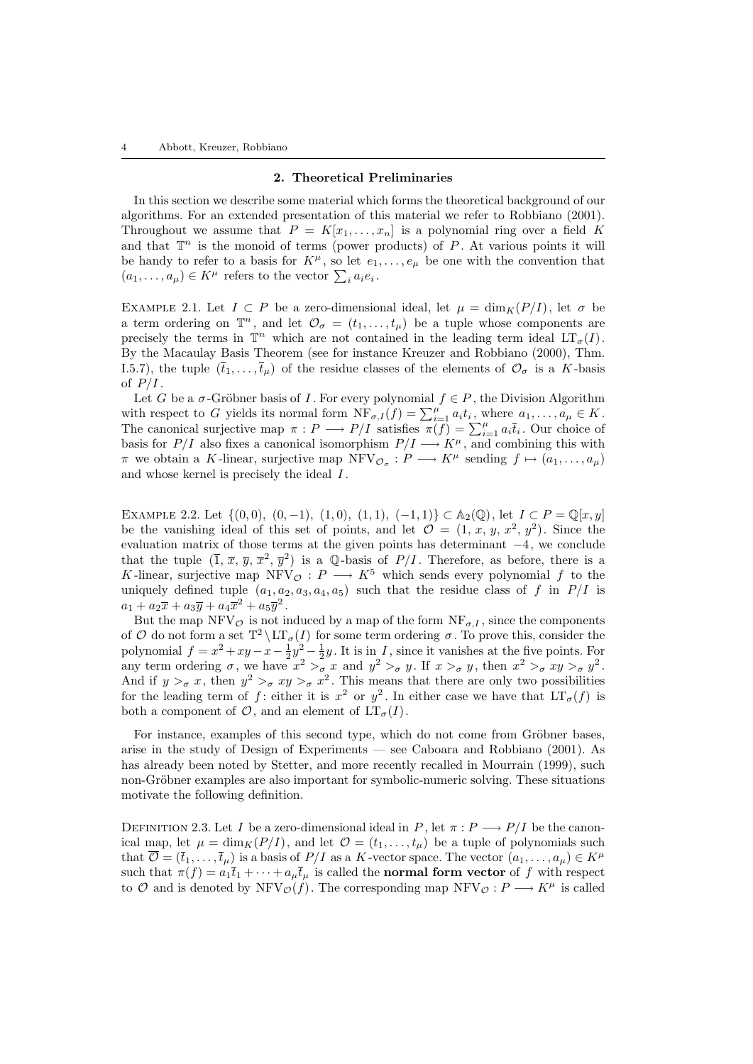## 2. Theoretical Preliminaries

In this section we describe some material which forms the theoretical background of our algorithms. For an extended presentation of this material we refer to Robbiano (2001). Throughout we assume that $P = K[x_1, \ldots, x_n]$ is a polynomial ring over a field $K$ and that $\mathbb{T}^n$ is the monoid of terms (power products) of $P$. At various points it will be handy to refer to a basis for $K^\mu$, so let $e_1, \ldots, e_\mu$ be one with the convention that $(a_1, \ldots, a_\mu) \in K^\mu$ refers to the vector $\sum_i a_i e_i$.

Example 2.1. Let $I \subset P$ be a zero-dimensional ideal, let $\mu = \dim_K(P/I)$, let $\sigma$ be a term ordering on $\mathbb{T}^n$, and let $\mathcal{O}_\sigma = (t_1, \ldots, t_\mu)$ be a tuple whose components are precisely the terms in $\mathbb{T}^n$ which are not contained in the leading term ideal $\mathrm{LT}_\sigma(I)$. By the Macaulay Basis Theorem (see for instance Kreuzer and Robbiano (2000), Thm. I.5.7), the tuple $(\bar{t}_1, \ldots, \bar{t}_\mu)$ of the residue classes of the elements of $\mathcal{O}_\sigma$ is a $K$-basis of $P/I$.

Let $G$ be a $\sigma$-Gröbner basis of $I$. For every polynomial $f \in P$, the Division Algorithm with respect to $G$ yields its normal form $\mathrm{NF}_{\sigma,I}(f) = \sum_{i=1}^{\mu} a_i t_i$, where $a_1, \ldots, a_\mu \in K$. The canonical surjective map $\pi : P \longrightarrow P/I$ satisfies $\pi(f) = \sum_{i=1}^{\mu} a_i \bar{t}_i$. Our choice of basis for $P/I$ also fixes a canonical isomorphism $P/I \longrightarrow K^\mu$, and combining this with $\pi$ we obtain a $K$-linear, surjective map $\mathrm{NFV}_{\mathcal{O}_\sigma} : P \longrightarrow K^\mu$ sending $f \mapsto (a_1, \ldots, a_\mu)$ and whose kernel is precisely the ideal $I$.

Example 2.2. Let $\{(0,0),\ (0,-1),\ (1,0),\ (1,1),\ (-1,1)\} \subset \mathbb{A}_2(\mathbb{Q})$, let $I \subset P = \mathbb{Q}[x,y]$ be the vanishing ideal of this set of points, and let $\mathcal{O} = (1,\, x,\, y,\, x^2,\, y^2)$. Since the evaluation matrix of those terms at the given points has determinant $-4$, we conclude that the tuple $(\bar{1},\, \bar{x},\, \bar{y},\, \bar{x}^2,\, \bar{y}^2)$ is a $\mathbb{Q}$-basis of $P/I$. Therefore, as before, there is a $K$-linear, surjective map $\mathrm{NFV}_{\mathcal{O}} : P \longrightarrow K^5$ which sends every polynomial $f$ to the uniquely defined tuple $(a_1, a_2, a_3, a_4, a_5)$ such that the residue class of $f$ in $P/I$ is $a_1 + a_2\bar{x} + a_3\bar{y} + a_4\bar{x}^2 + a_5\bar{y}^2$.

But the map $\mathrm{NFV}_{\mathcal{O}}$ is not induced by a map of the form $\mathrm{NF}_{\sigma,I}$, since the components of $\mathcal{O}$ do not form a set $\mathbb{T}^2 \setminus \mathrm{LT}_\sigma(I)$ for some term ordering $\sigma$. To prove this, consider the polynomial $f = x^2 + xy - x - \frac{1}{2}y^2 - \frac{1}{2}y$. It is in $I$, since it vanishes at the five points. For any term ordering $\sigma$, we have $x^2 >_\sigma x$ and $y^2 >_\sigma y$. If $x >_\sigma y$, then $x^2 >_\sigma xy >_\sigma y^2$. And if $y >_\sigma x$, then $y^2 >_\sigma xy >_\sigma x^2$. This means that there are only two possibilities for the leading term of $f$: either it is $x^2$ or $y^2$. In either case we have that $\mathrm{LT}_\sigma(f)$ is both a component of $\mathcal{O}$, and an element of $\mathrm{LT}_\sigma(I)$.

For instance, examples of this second type, which do not come from Gröbner bases, arise in the study of Design of Experiments — see Caboara and Robbiano (2001). As has already been noted by Stetter, and more recently recalled in Mourrain (1999), such non-Gröbner examples are also important for symbolic-numeric solving. These situations motivate the following definition.

Definition 2.3. Let $I$ be a zero-dimensional ideal in $P$, let $\pi : P \longrightarrow P/I$ be the canonical map, let $\mu = \dim_K(P/I)$, and let $\mathcal{O} = (t_1, \ldots, t_\mu)$ be a tuple of polynomials such that $\overline{\mathcal{O}} = (\bar{t}_1, \ldots, \bar{t}_\mu)$ is a basis of $P/I$ as a $K$-vector space. The vector $(a_1, \ldots, a_\mu) \in K^\mu$ such that $\pi(f) = a_1\bar{t}_1 + \cdots + a_\mu\bar{t}_\mu$ is called the **normal form vector** of $f$ with respect to $\mathcal{O}$ and is denoted by $\mathrm{NFV}_{\mathcal{O}}(f)$. The corresponding map $\mathrm{NFV}_{\mathcal{O}} : P \longrightarrow K^\mu$ is called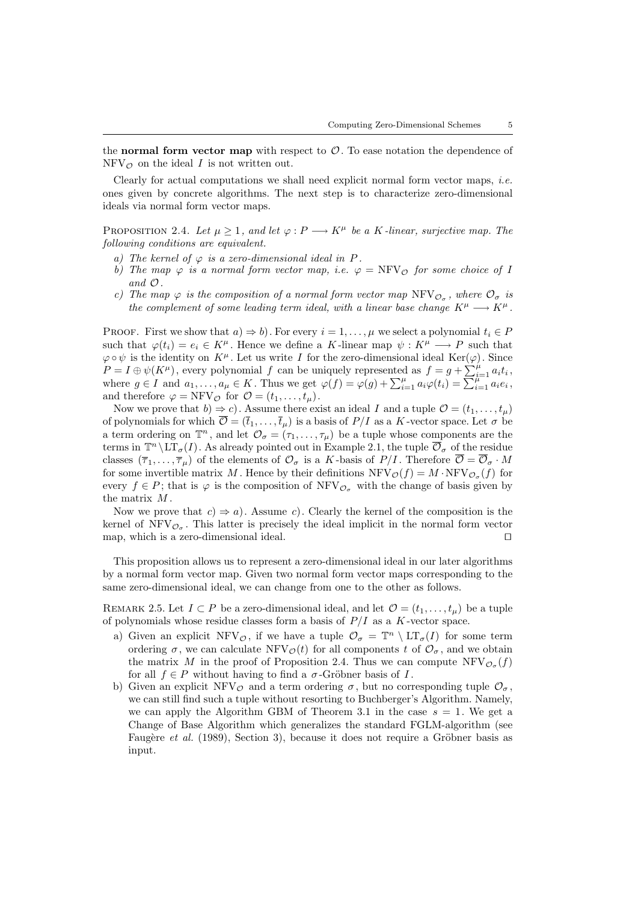the **normal form vector map** with respect to $\mathcal{O}$. To ease notation the dependence of $\mathrm{NFV}_{\mathcal{O}}$ on the ideal $I$ is not written out.

Clearly for actual computations we shall need explicit normal form vector maps, *i.e.* ones given by concrete algorithms. The next step is to characterize zero-dimensional ideals via normal form vector maps.

Proposition 2.4. *Let $\mu \geq 1$, and let $\varphi : P \longrightarrow K^\mu$ be a $K$-linear, surjective map. The following conditions are equivalent.*

- *a) The kernel of $\varphi$ is a zero-dimensional ideal in $P$.*
- *b) The map $\varphi$ is a normal form vector map, i.e. $\varphi = \mathrm{NFV}_{\mathcal{O}}$ for some choice of $I$ and $\mathcal{O}$.*
- *c) The map $\varphi$ is the composition of a normal form vector map $\mathrm{NFV}_{\mathcal{O}_\sigma}$, where $\mathcal{O}_\sigma$ is the complement of some leading term ideal, with a linear base change $K^\mu \longrightarrow K^\mu$.*

Proof. First we show that $a) \Rightarrow b)$. For every $i = 1, \ldots, \mu$ we select a polynomial $t_i \in P$ such that $\varphi(t_i) = e_i \in K^\mu$. Hence we define a $K$-linear map $\psi : K^\mu \longrightarrow P$ such that $\varphi \circ \psi$ is the identity on $K^\mu$. Let us write $I$ for the zero-dimensional ideal $\mathrm{Ker}(\varphi)$. Since $P = I \oplus \psi(K^\mu)$, every polynomial $f$ can be uniquely represented as $f = g + \sum_{i=1}^{\mu} a_i t_i$, where $g \in I$ and $a_1, \ldots, a_\mu \in K$. Thus we get $\varphi(f) = \varphi(g) + \sum_{i=1}^{\mu} a_i \varphi(t_i) = \sum_{i=1}^{\mu} a_i e_i$, and therefore $\varphi = \mathrm{NFV}_{\mathcal{O}}$ for $\mathcal{O} = (t_1, \ldots, t_\mu)$.

Now we prove that $b) \Rightarrow c)$. Assume there exist an ideal $I$ and a tuple $\mathcal{O} = (t_1, \ldots, t_\mu)$ of polynomials for which $\overline{\mathcal{O}} = (\bar{t}_1, \ldots, \bar{t}_\mu)$ is a basis of $P/I$ as a $K$-vector space. Let $\sigma$ be a term ordering on $\mathbb{T}^n$, and let $\mathcal{O}_\sigma = (\tau_1, \ldots, \tau_\mu)$ be a tuple whose components are the terms in $\mathbb{T}^n \setminus \mathrm{LT}_\sigma(I)$. As already pointed out in Example 2.1, the tuple $\overline{\mathcal{O}}_\sigma$ of the residue classes $(\overline{\tau}_1, \ldots, \overline{\tau}_\mu)$ of the elements of $\mathcal{O}_\sigma$ is a $K$-basis of $P/I$. Therefore $\overline{\mathcal{O}} = \overline{\mathcal{O}}_\sigma \cdot M$ for some invertible matrix $M$. Hence by their definitions $\mathrm{NFV}_{\mathcal{O}}(f) = M \cdot \mathrm{NFV}_{\mathcal{O}_\sigma}(f)$ for every $f \in P$; that is $\varphi$ is the composition of $\mathrm{NFV}_{\mathcal{O}_\sigma}$ with the change of basis given by the matrix $M$.

Now we prove that $c) \Rightarrow a)$. Assume $c)$. Clearly the kernel of the composition is the kernel of $\mathrm{NFV}_{\mathcal{O}_\sigma}$. This latter is precisely the ideal implicit in the normal form vector map, which is a zero-dimensional ideal. □

This proposition allows us to represent a zero-dimensional ideal in our later algorithms by a normal form vector map. Given two normal form vector maps corresponding to the same zero-dimensional ideal, we can change from one to the other as follows.

Remark 2.5. Let $I \subset P$ be a zero-dimensional ideal, and let $\mathcal{O} = (t_1, \ldots, t_\mu)$ be a tuple of polynomials whose residue classes form a basis of $P/I$ as a $K$-vector space.

- a) Given an explicit $\mathrm{NFV}_{\mathcal{O}}$, if we have a tuple $\mathcal{O}_\sigma = \mathbb{T}^n \setminus \mathrm{LT}_\sigma(I)$ for some term ordering $\sigma$, we can calculate $\mathrm{NFV}_{\mathcal{O}}(t)$ for all components $t$ of $\mathcal{O}_\sigma$, and we obtain the matrix $M$ in the proof of Proposition 2.4. Thus we can compute $\mathrm{NFV}_{\mathcal{O}_\sigma}(f)$ for all $f \in P$ without having to find a $\sigma$-Gröbner basis of $I$.
- b) Given an explicit $\mathrm{NFV}_{\mathcal{O}}$ and a term ordering $\sigma$, but no corresponding tuple $\mathcal{O}_\sigma$, we can still find such a tuple without resorting to Buchberger's Algorithm. Namely, we can apply the Algorithm GBM of Theorem 3.1 in the case $s = 1$. We get a Change of Base Algorithm which generalizes the standard FGLM-algorithm (see Faugère *et al.* (1989), Section 3), because it does not require a Gröbner basis as input.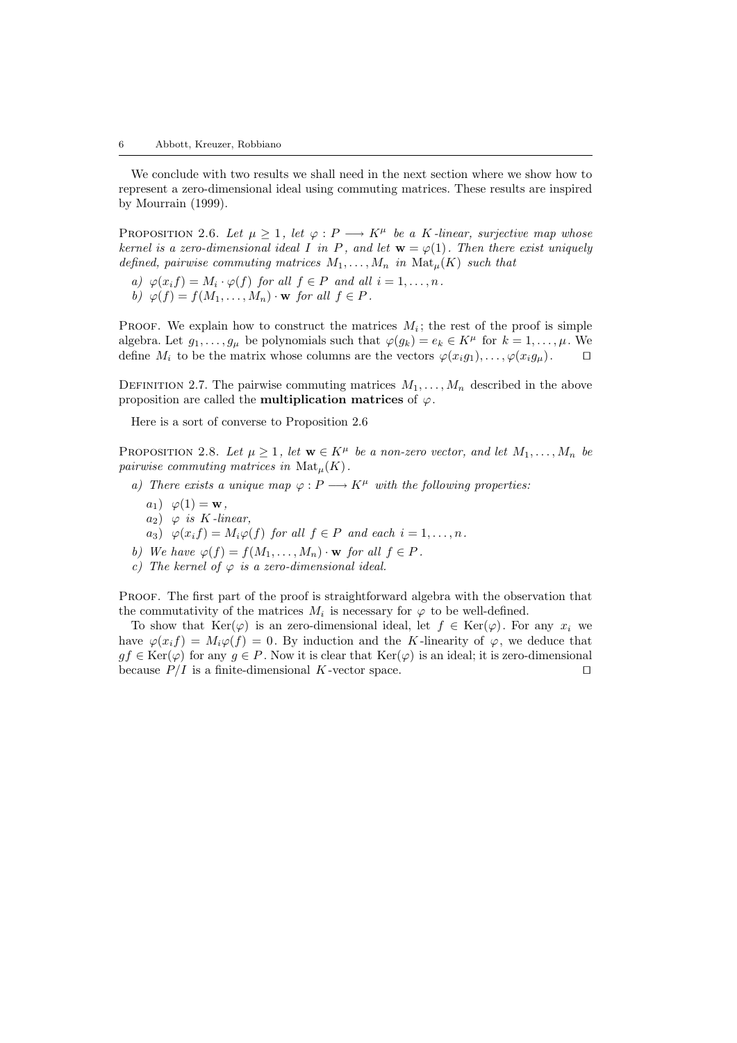We conclude with two results we shall need in the next section where we show how to represent a zero-dimensional ideal using commuting matrices. These results are inspired by Mourrain (1999).

Proposition 2.6. *Let $\mu \geq 1$, let $\varphi : P \longrightarrow K^\mu$ be a $K$-linear, surjective map whose kernel is a zero-dimensional ideal $I$ in $P$, and let $\mathbf{w} = \varphi(1)$. Then there exist uniquely defined, pairwise commuting matrices $M_1, \ldots, M_n$ in $\mathrm{Mat}_\mu(K)$ such that*

*a) $\varphi(x_i f) = M_i \cdot \varphi(f)$ for all $f \in P$ and all $i = 1, \ldots, n$.*
*b) $\varphi(f) = f(M_1, \ldots, M_n) \cdot \mathbf{w}$ for all $f \in P$.*

Proof. We explain how to construct the matrices $M_i$; the rest of the proof is simple algebra. Let $g_1, \ldots, g_\mu$ be polynomials such that $\varphi(g_k) = e_k \in K^\mu$ for $k = 1, \ldots, \mu$. We define $M_i$ to be the matrix whose columns are the vectors $\varphi(x_i g_1), \ldots, \varphi(x_i g_\mu)$. □

Definition 2.7. The pairwise commuting matrices $M_1, \ldots, M_n$ described in the above proposition are called the **multiplication matrices** of $\varphi$.

Here is a sort of converse to Proposition 2.6

Proposition 2.8. *Let $\mu \geq 1$, let $\mathbf{w} \in K^\mu$ be a non-zero vector, and let $M_1, \ldots, M_n$ be pairwise commuting matrices in $\mathrm{Mat}_\mu(K)$.*

*a) There exists a unique map $\varphi : P \longrightarrow K^\mu$ with the following properties:*
  - *$a_1$) $\varphi(1) = \mathbf{w}$,*
  - *$a_2$) $\varphi$ is $K$-linear,*
  - *$a_3$) $\varphi(x_i f) = M_i \varphi(f)$ for all $f \in P$ and each $i = 1, \ldots, n$.*

*b) We have $\varphi(f) = f(M_1, \ldots, M_n) \cdot \mathbf{w}$ for all $f \in P$.*
*c) The kernel of $\varphi$ is a zero-dimensional ideal.*

Proof. The first part of the proof is straightforward algebra with the observation that the commutativity of the matrices $M_i$ is necessary for $\varphi$ to be well-defined.

To show that $\mathrm{Ker}(\varphi)$ is an zero-dimensional ideal, let $f \in \mathrm{Ker}(\varphi)$. For any $x_i$ we have $\varphi(x_i f) = M_i \varphi(f) = 0$. By induction and the $K$-linearity of $\varphi$, we deduce that $gf \in \mathrm{Ker}(\varphi)$ for any $g \in P$. Now it is clear that $\mathrm{Ker}(\varphi)$ is an ideal; it is zero-dimensional because $P/I$ is a finite-dimensional $K$-vector space. □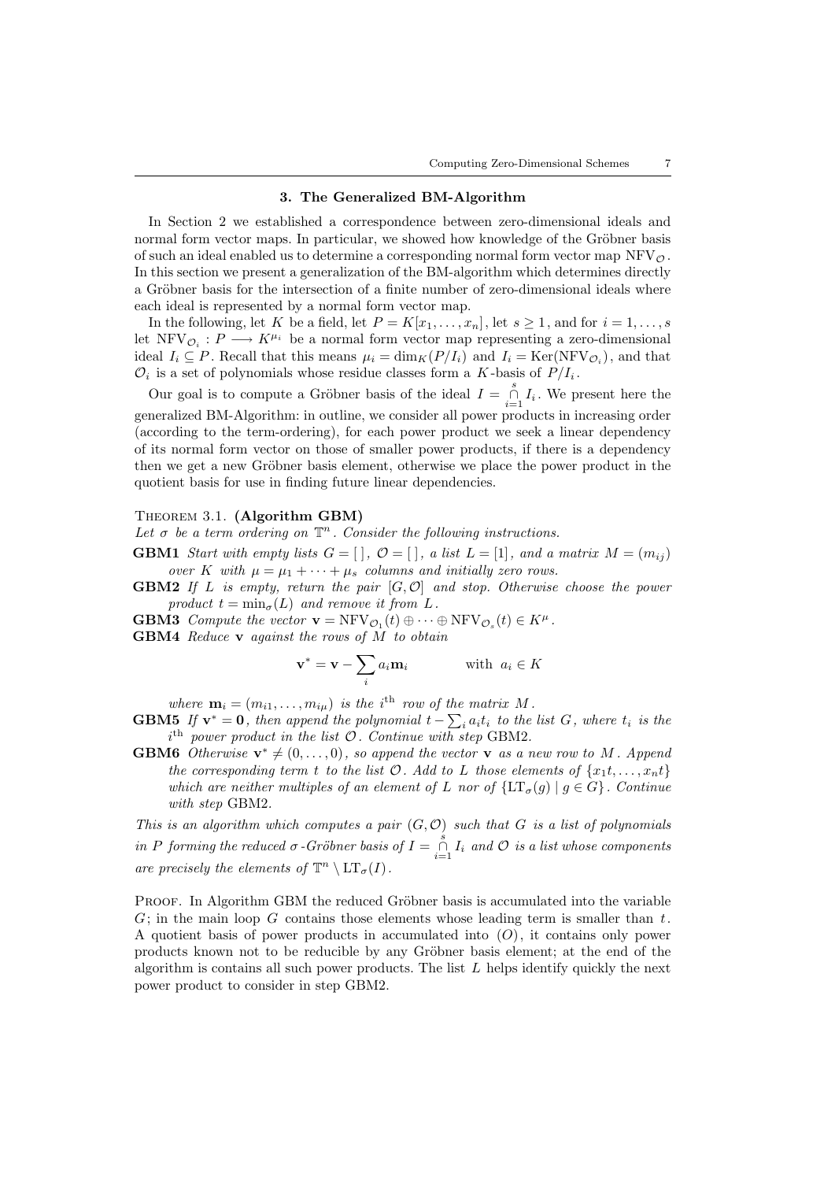## 3. The Generalized BM-Algorithm

In Section 2 we established a correspondence between zero-dimensional ideals and normal form vector maps. In particular, we showed how knowledge of the Gröbner basis of such an ideal enabled us to determine a corresponding normal form vector map $\mathrm{NFV}_{\mathcal{O}}$. In this section we present a generalization of the BM-algorithm which determines directly a Gröbner basis for the intersection of a finite number of zero-dimensional ideals where each ideal is represented by a normal form vector map.

In the following, let $K$ be a field, let $P = K[x_1, \ldots, x_n]$, let $s \geq 1$, and for $i = 1, \ldots, s$ let $\mathrm{NFV}_{\mathcal{O}_i} : P \longrightarrow K^{\mu_i}$ be a normal form vector map representing a zero-dimensional ideal $I_i \subseteq P$. Recall that this means $\mu_i = \dim_K(P/I_i)$ and $I_i = \mathrm{Ker}(\mathrm{NFV}_{\mathcal{O}_i})$, and that $\mathcal{O}_i$ is a set of polynomials whose residue classes form a $K$-basis of $P/I_i$.

Our goal is to compute a Gröbner basis of the ideal $I = \bigcap_{i=1}^{s} I_i$. We present here the generalized BM-Algorithm: in outline, we consider all power products in increasing order (according to the term-ordering), for each power product we seek a linear dependency of its normal form vector on those of smaller power products, if there is a dependency then we get a new Gröbner basis element, otherwise we place the power product in the quotient basis for use in finding future linear dependencies.

Theorem 3.1. **(Algorithm GBM)**
*Let $\sigma$ be a term ordering on $\mathbb{T}^n$. Consider the following instructions.*

**GBM1** *Start with empty lists $G = [\,]$, $\mathcal{O} = [\,]$, a list $L = [1]$, and a matrix $M = (m_{ij})$ over $K$ with $\mu = \mu_1 + \cdots + \mu_s$ columns and initially zero rows.*

**GBM2** *If $L$ is empty, return the pair $[G, \mathcal{O}]$ and stop. Otherwise choose the power product $t = \min_\sigma(L)$ and remove it from $L$.*

**GBM3** *Compute the vector $\mathbf{v} = \mathrm{NFV}_{\mathcal{O}_1}(t) \oplus \cdots \oplus \mathrm{NFV}_{\mathcal{O}_s}(t) \in K^\mu$.*

**GBM4** *Reduce $\mathbf{v}$ against the rows of $M$ to obtain*

$$\mathbf{v}^* = \mathbf{v} - \sum_i a_i \mathbf{m}_i \qquad \text{with } \; a_i \in K$$

*where $\mathbf{m}_i = (m_{i1}, \ldots, m_{i\mu})$ is the $i^{\text{th}}$ row of the matrix $M$.*

**GBM5** *If $\mathbf{v}^* = \mathbf{0}$, then append the polynomial $t - \sum_i a_i t_i$ to the list $G$, where $t_i$ is the $i^{\text{th}}$ power product in the list $\mathcal{O}$. Continue with step* GBM2.

**GBM6** *Otherwise $\mathbf{v}^* \neq (0, \ldots, 0)$, so append the vector $\mathbf{v}$ as a new row to $M$. Append the corresponding term $t$ to the list $\mathcal{O}$. Add to $L$ those elements of $\{x_1 t, \ldots, x_n t\}$ which are neither multiples of an element of $L$ nor of $\{\mathrm{LT}_\sigma(g) \mid g \in G\}$. Continue with step* GBM2.

*This is an algorithm which computes a pair $(G, \mathcal{O})$ such that $G$ is a list of polynomials in $P$ forming the reduced $\sigma$-Gröbner basis of $I = \bigcap_{i=1}^{s} I_i$ and $\mathcal{O}$ is a list whose components are precisely the elements of $\mathbb{T}^n \setminus \mathrm{LT}_\sigma(I)$.*

Proof. In Algorithm GBM the reduced Gröbner basis is accumulated into the variable $G$; in the main loop $G$ contains those elements whose leading term is smaller than $t$. A quotient basis of power products in accumulated into $(O)$, it contains only power products known not to be reducible by any Gröbner basis element; at the end of the algorithm is contains all such power products. The list $L$ helps identify quickly the next power product to consider in step GBM2.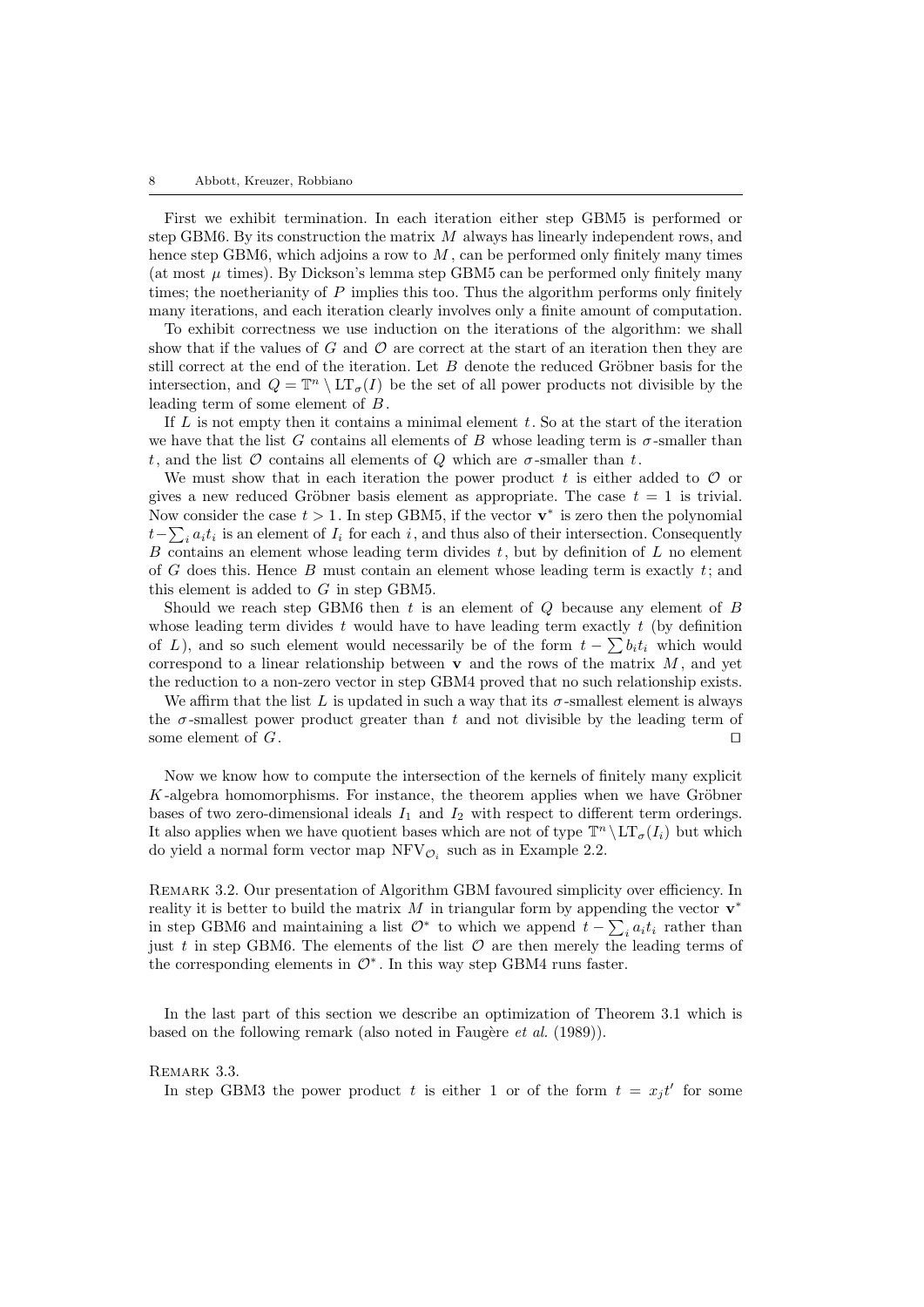First we exhibit termination. In each iteration either step GBM5 is performed or step GBM6. By its construction the matrix $M$ always has linearly independent rows, and hence step GBM6, which adjoins a row to $M$, can be performed only finitely many times (at most $\mu$ times). By Dickson's lemma step GBM5 can be performed only finitely many times; the noetherianity of $P$ implies this too. Thus the algorithm performs only finitely many iterations, and each iteration clearly involves only a finite amount of computation.

To exhibit correctness we use induction on the iterations of the algorithm: we shall show that if the values of $G$ and $\mathcal{O}$ are correct at the start of an iteration then they are still correct at the end of the iteration. Let $B$ denote the reduced Gröbner basis for the intersection, and $Q = \mathbb{T}^n \setminus \mathrm{LT}_\sigma(I)$ be the set of all power products not divisible by the leading term of some element of $B$.

If $L$ is not empty then it contains a minimal element $t$. So at the start of the iteration we have that the list $G$ contains all elements of $B$ whose leading term is $\sigma$-smaller than $t$, and the list $\mathcal{O}$ contains all elements of $Q$ which are $\sigma$-smaller than $t$.

We must show that in each iteration the power product $t$ is either added to $\mathcal{O}$ or gives a new reduced Gröbner basis element as appropriate. The case $t = 1$ is trivial. Now consider the case $t > 1$. In step GBM5, if the vector $\mathbf{v}^*$ is zero then the polynomial $t - \sum_i a_i t_i$ is an element of $I_i$ for each $i$, and thus also of their intersection. Consequently $B$ contains an element whose leading term divides $t$, but by definition of $L$ no element of $G$ does this. Hence $B$ must contain an element whose leading term is exactly $t$; and this element is added to $G$ in step GBM5.

Should we reach step GBM6 then $t$ is an element of $Q$ because any element of $B$ whose leading term divides $t$ would have to have leading term exactly $t$ (by definition of $L$), and so such element would necessarily be of the form $t - \sum b_i t_i$ which would correspond to a linear relationship between $\mathbf{v}$ and the rows of the matrix $M$, and yet the reduction to a non-zero vector in step GBM4 proved that no such relationship exists.

We affirm that the list $L$ is updated in such a way that its $\sigma$-smallest element is always the $\sigma$-smallest power product greater than $t$ and not divisible by the leading term of some element of $G$. □

Now we know how to compute the intersection of the kernels of finitely many explicit $K$-algebra homomorphisms. For instance, the theorem applies when we have Gröbner bases of two zero-dimensional ideals $I_1$ and $I_2$ with respect to different term orderings. It also applies when we have quotient bases which are not of type $\mathbb{T}^n \setminus \mathrm{LT}_\sigma(I_i)$ but which do yield a normal form vector map $\mathrm{NFV}_{\mathcal{O}_i}$ such as in Example 2.2.

Remark 3.2. Our presentation of Algorithm GBM favoured simplicity over efficiency. In reality it is better to build the matrix $M$ in triangular form by appending the vector $\mathbf{v}^*$ in step GBM6 and maintaining a list $\mathcal{O}^*$ to which we append $t - \sum_i a_i t_i$ rather than just $t$ in step GBM6. The elements of the list $\mathcal{O}$ are then merely the leading terms of the corresponding elements in $\mathcal{O}^*$. In this way step GBM4 runs faster.

In the last part of this section we describe an optimization of Theorem 3.1 which is based on the following remark (also noted in Faugère *et al.* (1989)).

Remark 3.3.

In step GBM3 the power product $t$ is either 1 or of the form $t = x_j t'$ for some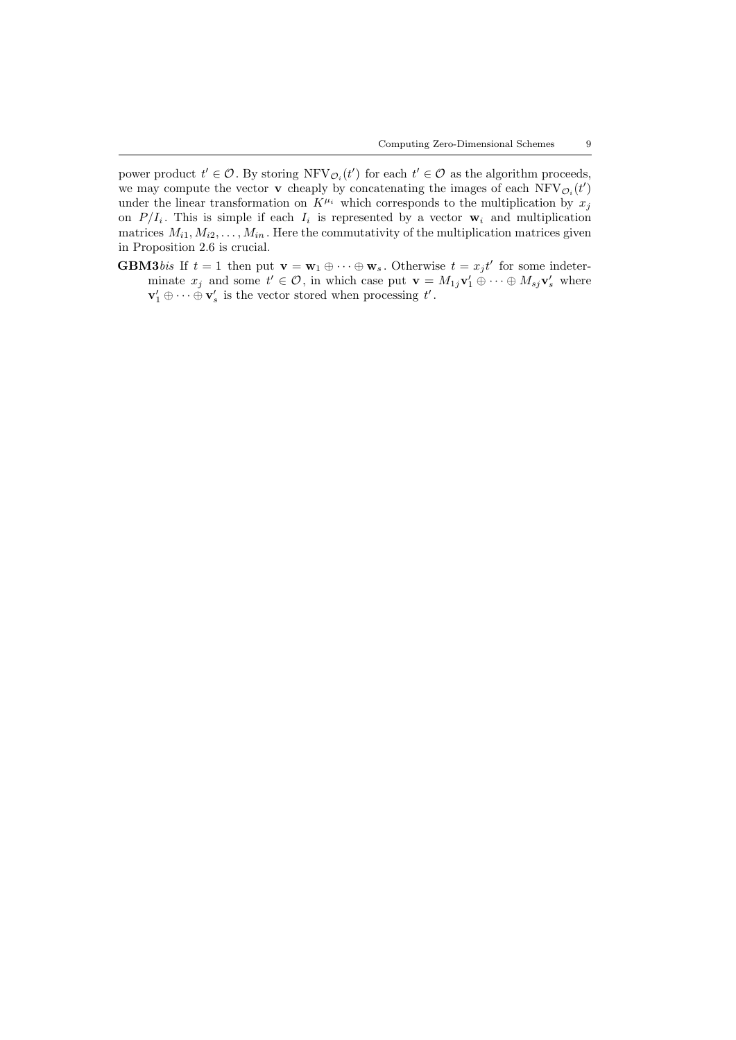power product $t' \in \mathcal{O}$. By storing $\mathrm{NFV}_{\mathcal{O}_i}(t')$ for each $t' \in \mathcal{O}$ as the algorithm proceeds, we may compute the vector $\mathbf{v}$ cheaply by concatenating the images of each $\mathrm{NFV}_{\mathcal{O}_i}(t')$ under the linear transformation on $K^{\mu_i}$ which corresponds to the multiplication by $x_j$ on $P/I_i$. This is simple if each $I_i$ is represented by a vector $\mathbf{w}_i$ and multiplication matrices $M_{i1}, M_{i2}, \ldots, M_{in}$. Here the commutativity of the multiplication matrices given in Proposition 2.6 is crucial.

**GBM3***bis* If $t = 1$ then put $\mathbf{v} = \mathbf{w}_1 \oplus \cdots \oplus \mathbf{w}_s$. Otherwise $t = x_j t'$ for some indeterminate $x_j$ and some $t' \in \mathcal{O}$, in which case put $\mathbf{v} = M_{1j}\mathbf{v}'_1 \oplus \cdots \oplus M_{sj}\mathbf{v}'_s$ where $\mathbf{v}'_1 \oplus \cdots \oplus \mathbf{v}'_s$ is the vector stored when processing $t'$.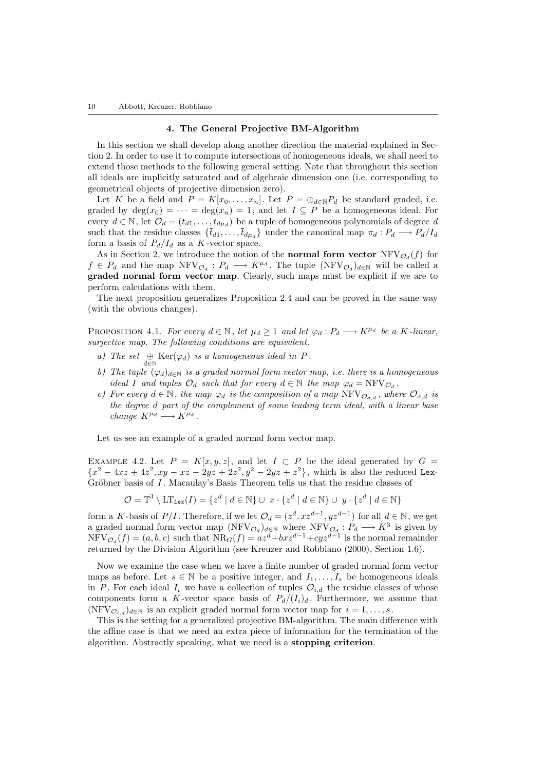## 4. The General Projective BM-Algorithm

In this section we shall develop along another direction the material explained in Section 2. In order to use it to compute intersections of homogeneous ideals, we shall need to extend those methods to the following general setting. Note that throughout this section all ideals are implicitly saturated and of algebraic dimension one (i.e. corresponding to geometrical objects of projective dimension zero).

Let $K$ be a field and $P = K[x_0, \ldots, x_n]$. Let $P = \oplus_{d \in \mathbb{N}} P_d$ be standard graded, i.e. graded by $\deg(x_0) = \cdots = \deg(x_n) = 1$, and let $I \subseteq P$ be a homogeneous ideal. For every $d \in \mathbb{N}$, let $\mathcal{O}_d = (t_{d1}, \ldots, t_{d\mu_d})$ be a tuple of homogeneous polynomials of degree $d$ such that the residue classes $\{\bar{t}_{d1}, \ldots, \bar{t}_{d\mu_d}\}$ under the canonical map $\pi_d : P_d \longrightarrow P_d/I_d$ form a basis of $P_d/I_d$ as a $K$-vector space.

As in Section 2, we introduce the notion of the **normal form vector** $\mathrm{NFV}_{\mathcal{O}_d}(f)$ for $f \in P_d$ and the map $\mathrm{NFV}_{\mathcal{O}_d} : P_d \longrightarrow K^{\mu_d}$. The tuple $(\mathrm{NFV}_{\mathcal{O}_d})_{d \in \mathbb{N}}$ will be called a **graded normal form vector map**. Clearly, such maps must be explicit if we are to perform calculations with them.

The next proposition generalizes Proposition 2.4 and can be proved in the same way (with the obvious changes).

Proposition 4.1. *For every $d \in \mathbb{N}$, let $\mu_d \geq 1$ and let $\varphi_d : P_d \longrightarrow K^{\mu_d}$ be a $K$-linear, surjective map. The following conditions are equivalent.*

- *a) The set $\bigoplus_{d \in \mathbb{N}} \mathrm{Ker}(\varphi_d)$ is a homogeneous ideal in $P$.*
- *b) The tuple $(\varphi_d)_{d \in \mathbb{N}}$ is a graded normal form vector map, i.e. there is a homogeneous ideal $I$ and tuples $\mathcal{O}_d$ such that for every $d \in \mathbb{N}$ the map $\varphi_d = \mathrm{NFV}_{\mathcal{O}_d}$.*
- *c) For every $d \in \mathbb{N}$, the map $\varphi_d$ is the composition of a map $\mathrm{NFV}_{\mathcal{O}_{\sigma,d}}$, where $\mathcal{O}_{\sigma,d}$ is the degree $d$ part of the complement of some leading term ideal, with a linear base change $K^{\mu_d} \longrightarrow K^{\mu_d}$.*

Let us see an example of a graded normal form vector map.

Example 4.2. Let $P = K[x, y, z]$, and let $I \subset P$ be the ideal generated by $G = \{x^2 - 4xz + 4z^2, xy - xz - 2yz + 2z^2, y^2 - 2yz + z^2\}$, which is also the reduced Lex-Gröbner basis of $I$. Macaulay's Basis Theorem tells us that the residue classes of

$$\mathcal{O} = \mathbb{T}^3 \setminus \mathrm{LT}_{\mathtt{Lex}}(I) = \{z^d \mid d \in \mathbb{N}\} \cup x \cdot \{z^d \mid d \in \mathbb{N}\} \cup y \cdot \{z^d \mid d \in \mathbb{N}\}$$

form a $K$-basis of $P/I$. Therefore, if we let $\mathcal{O}_d = (z^d, xz^{d-1}, yz^{d-1})$ for all $d \in \mathbb{N}$, we get a graded normal form vector map $(\mathrm{NFV}_{\mathcal{O}_d})_{d \in \mathbb{N}}$ where $\mathrm{NFV}_{\mathcal{O}_d} : P_d \longrightarrow K^3$ is given by $\mathrm{NFV}_{\mathcal{O}_d}(f) = (a, b, c)$ such that $\mathrm{NR}_G(f) = az^d + bxz^{d-1} + cyz^{d-1}$ is the normal remainder returned by the Division Algorithm (see Kreuzer and Robbiano (2000), Section 1.6).

Now we examine the case when we have a finite number of graded normal form vector maps as before. Let $s \in \mathbb{N}$ be a positive integer, and $I_1, \ldots, I_s$ be homogeneous ideals in $P$. For each ideal $I_i$ we have a collection of tuples $\mathcal{O}_{i,d}$ the residue classes of whose components form a $K$-vector space basis of $P_d/(I_i)_d$. Furthermore, we assume that $(\mathrm{NFV}_{\mathcal{O}_{i,d}})_{d \in \mathbb{N}}$ is an explicit graded normal form vector map for $i = 1, \ldots, s$.

This is the setting for a generalized projective BM-algorithm. The main difference with the affine case is that we need an extra piece of information for the termination of the algorithm. Abstractly speaking, what we need is a **stopping criterion**.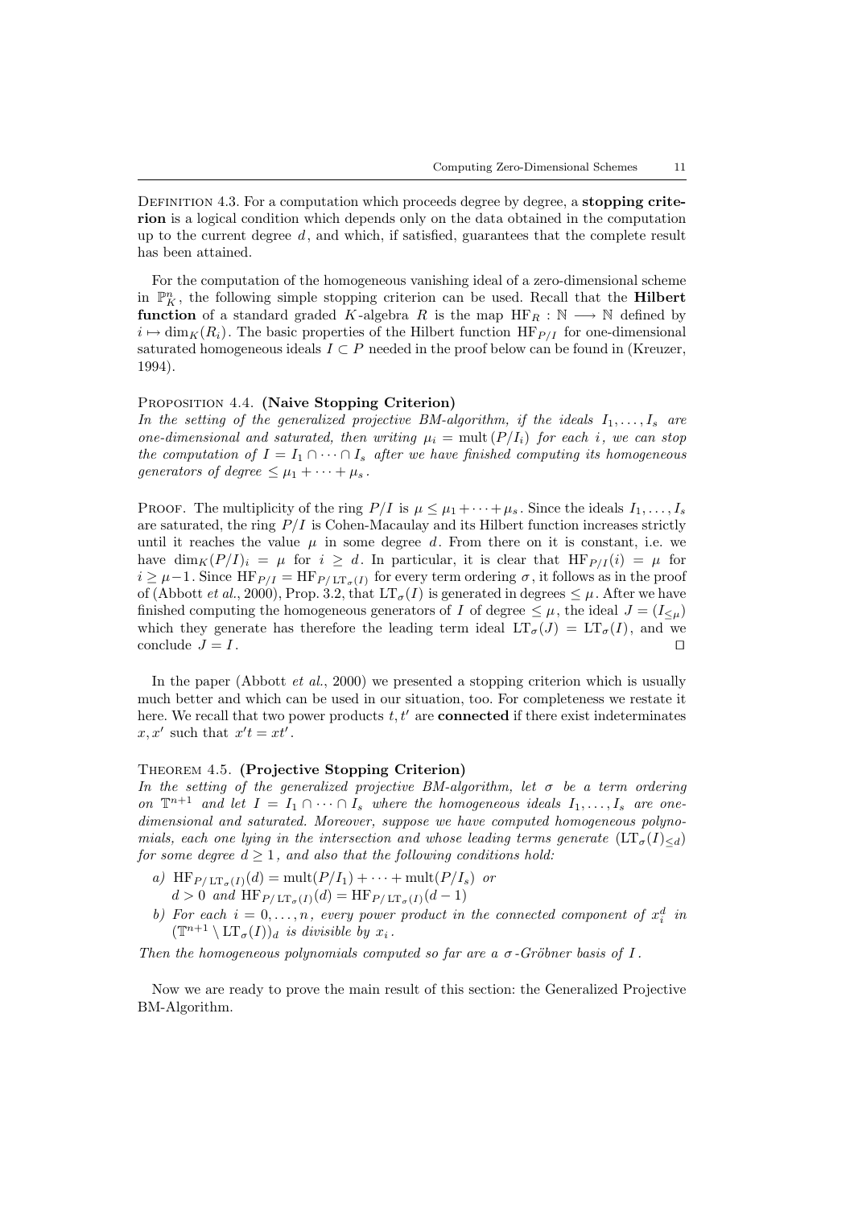Definition 4.3. For a computation which proceeds degree by degree, a **stopping criterion** is a logical condition which depends only on the data obtained in the computation up to the current degree $d$, and which, if satisfied, guarantees that the complete result has been attained.

For the computation of the homogeneous vanishing ideal of a zero-dimensional scheme in $\mathbb{P}^n_K$, the following simple stopping criterion can be used. Recall that the **Hilbert function** of a standard graded $K$-algebra $R$ is the map $\mathrm{HF}_R : \mathbb{N} \longrightarrow \mathbb{N}$ defined by $i \mapsto \dim_K(R_i)$. The basic properties of the Hilbert function $\mathrm{HF}_{P/I}$ for one-dimensional saturated homogeneous ideals $I \subset P$ needed in the proof below can be found in (Kreuzer, 1994).

Proposition 4.4. **(Naive Stopping Criterion)**
*In the setting of the generalized projective BM-algorithm, if the ideals $I_1, \dots, I_s$ are one-dimensional and saturated, then writing $\mu_i = \mathrm{mult}\,(P/I_i)$ for each $i$, we can stop the computation of $I = I_1 \cap \cdots \cap I_s$ after we have finished computing its homogeneous generators of degree $\leq \mu_1 + \cdots + \mu_s$.*

Proof. The multiplicity of the ring $P/I$ is $\mu \leq \mu_1 + \cdots + \mu_s$. Since the ideals $I_1, \dots, I_s$ are saturated, the ring $P/I$ is Cohen-Macaulay and its Hilbert function increases strictly until it reaches the value $\mu$ in some degree $d$. From there on it is constant, i.e. we have $\dim_K(P/I)_i = \mu$ for $i \geq d$. In particular, it is clear that $\mathrm{HF}_{P/I}(i) = \mu$ for $i \geq \mu - 1$. Since $\mathrm{HF}_{P/I} = \mathrm{HF}_{P/\mathrm{LT}_\sigma(I)}$ for every term ordering $\sigma$, it follows as in the proof of (Abbott *et al.*, 2000), Prop. 3.2, that $\mathrm{LT}_\sigma(I)$ is generated in degrees $\leq \mu$. After we have finished computing the homogeneous generators of $I$ of degree $\leq \mu$, the ideal $J = (I_{\leq \mu})$ which they generate has therefore the leading term ideal $\mathrm{LT}_\sigma(J) = \mathrm{LT}_\sigma(I)$, and we conclude $J = I$. $\square$

In the paper (Abbott *et al.*, 2000) we presented a stopping criterion which is usually much better and which can be used in our situation, too. For completeness we restate it here. We recall that two power products $t, t'$ are **connected** if there exist indeterminates $x, x'$ such that $x't = xt'$.

Theorem 4.5. **(Projective Stopping Criterion)**
*In the setting of the generalized projective BM-algorithm, let $\sigma$ be a term ordering on $\mathbb{T}^{n+1}$ and let $I = I_1 \cap \cdots \cap I_s$ where the homogeneous ideals $I_1, \dots, I_s$ are one-dimensional and saturated. Moreover, suppose we have computed homogeneous polynomials, each one lying in the intersection and whose leading terms generate $(\mathrm{LT}_\sigma(I)_{\leq d})$ for some degree $d \geq 1$, and also that the following conditions hold:*

- *a)* $\mathrm{HF}_{P/\mathrm{LT}_\sigma(I)}(d) = \mathrm{mult}(P/I_1) + \cdots + \mathrm{mult}(P/I_s)$ *or*
  $d > 0$ *and* $\mathrm{HF}_{P/\mathrm{LT}_\sigma(I)}(d) = \mathrm{HF}_{P/\mathrm{LT}_\sigma(I)}(d-1)$
- *b) For each $i = 0, \dots, n$, every power product in the connected component of $x_i^d$ in $(\mathbb{T}^{n+1} \setminus \mathrm{LT}_\sigma(I))_d$ is divisible by $x_i$.*

*Then the homogeneous polynomials computed so far are a $\sigma$-Gröbner basis of $I$.*

Now we are ready to prove the main result of this section: the Generalized Projective BM-Algorithm.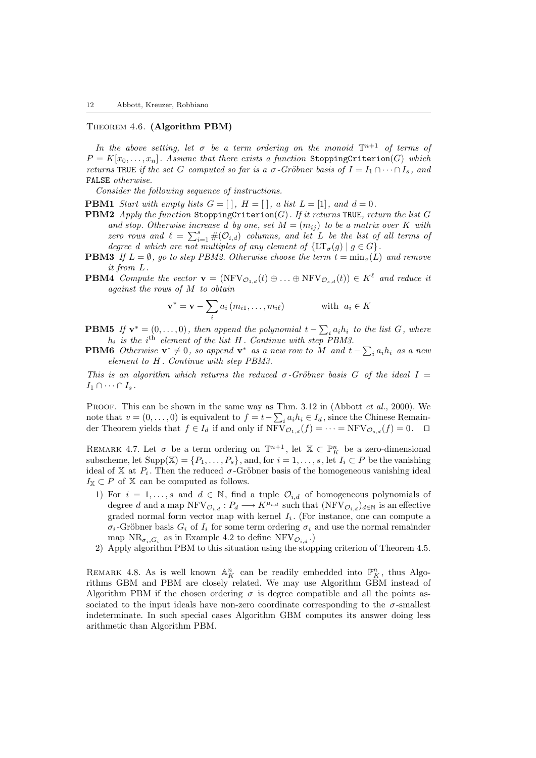Theorem 4.6. **(Algorithm PBM)**

*In the above setting, let $\sigma$ be a term ordering on the monoid $\mathbb{T}^{n+1}$ of terms of $P = K[x_0, \ldots, x_n]$. Assume that there exists a function* `StoppingCriterion`$(G)$ *which returns* `TRUE` *if the set $G$ computed so far is a $\sigma$-Gröbner basis of $I = I_1 \cap \cdots \cap I_s$, and* `FALSE` *otherwise.*

*Consider the following sequence of instructions.*

**PBM1** *Start with empty lists $G = [\,]$, $H = [\,]$, a list $L = [1]$, and $d = 0$.*

**PBM2** *Apply the function* `StoppingCriterion`$(G)$. *If it returns* `TRUE`*, return the list $G$ and stop. Otherwise increase $d$ by one, set $M = (m_{ij})$ to be a matrix over $K$ with zero rows and $\ell = \sum_{i=1}^{s} \#(\mathcal{O}_{i,d})$ columns, and let $L$ be the list of all terms of degree $d$ which are not multiples of any element of $\{\mathrm{LT}_\sigma(g) \mid g \in G\}$.*

**PBM3** *If $L = \emptyset$, go to step PBM2. Otherwise choose the term $t = \min_\sigma(L)$ and remove it from $L$.*

**PBM4** *Compute the vector $\mathbf{v} = (\mathrm{NFV}_{\mathcal{O}_{1,d}}(t) \oplus \ldots \oplus \mathrm{NFV}_{\mathcal{O}_{s,d}}(t)) \in K^\ell$ and reduce it against the rows of $M$ to obtain*

$$\mathbf{v}^* = \mathbf{v} - \sum_i a_i\,(m_{i1}, \ldots, m_{i\ell}) \qquad \text{with } \ a_i \in K$$

**PBM5** *If $\mathbf{v}^* = (0, \ldots, 0)$, then append the polynomial $t - \sum_i a_i h_i$ to the list $G$, where $h_i$ is the $i^{\text{th}}$ element of the list $H$. Continue with step PBM3.*

**PBM6** *Otherwise $\mathbf{v}^* \neq 0$, so append $\mathbf{v}^*$ as a new row to $M$ and $t - \sum_i a_i h_i$ as a new element to $H$. Continue with step PBM3.*

*This is an algorithm which returns the reduced $\sigma$-Gröbner basis $G$ of the ideal $I = I_1 \cap \cdots \cap I_s$.*

Proof. This can be shown in the same way as Thm. 3.12 in (Abbott *et al.*, 2000). We note that $v = (0, \ldots, 0)$ is equivalent to $f = t - \sum_i a_i h_i \in I_d$, since the Chinese Remainder Theorem yields that $f \in I_d$ if and only if $\mathrm{NFV}_{\mathcal{O}_{1,d}}(f) = \cdots = \mathrm{NFV}_{\mathcal{O}_{s,d}}(f) = 0$. $\square$

Remark 4.7. Let $\sigma$ be a term ordering on $\mathbb{T}^{n+1}$, let $\mathbb{X} \subset \mathbb{P}^n_K$ be a zero-dimensional subscheme, let $\mathrm{Supp}(\mathbb{X}) = \{P_1, \ldots, P_s\}$, and, for $i = 1, \ldots, s$, let $I_i \subset P$ be the vanishing ideal of $\mathbb{X}$ at $P_i$. Then the reduced $\sigma$-Gröbner basis of the homogeneous vanishing ideal $I_\mathbb{X} \subset P$ of $\mathbb{X}$ can be computed as follows.

1) For $i = 1, \ldots, s$ and $d \in \mathbb{N}$, find a tuple $\mathcal{O}_{i,d}$ of homogeneous polynomials of degree $d$ and a map $\mathrm{NFV}_{\mathcal{O}_{i,d}} : P_d \longrightarrow K^{\mu_{i,d}}$ such that $(\mathrm{NFV}_{\mathcal{O}_{i,d}})_{d \in \mathbb{N}}$ is an effective graded normal form vector map with kernel $I_i$. (For instance, one can compute a $\sigma_i$-Gröbner basis $G_i$ of $I_i$ for some term ordering $\sigma_i$ and use the normal remainder map $\mathrm{NR}_{\sigma_i, G_i}$ as in Example 4.2 to define $\mathrm{NFV}_{\mathcal{O}_{i,d}}$.)
2) Apply algorithm PBM to this situation using the stopping criterion of Theorem 4.5.

Remark 4.8. As is well known $\mathbb{A}^n_K$ can be readily embedded into $\mathbb{P}^n_K$, thus Algorithms GBM and PBM are closely related. We may use Algorithm GBM instead of Algorithm PBM if the chosen ordering $\sigma$ is degree compatible and all the points associated to the input ideals have non-zero coordinate corresponding to the $\sigma$-smallest indeterminate. In such special cases Algorithm GBM computes its answer doing less arithmetic than Algorithm PBM.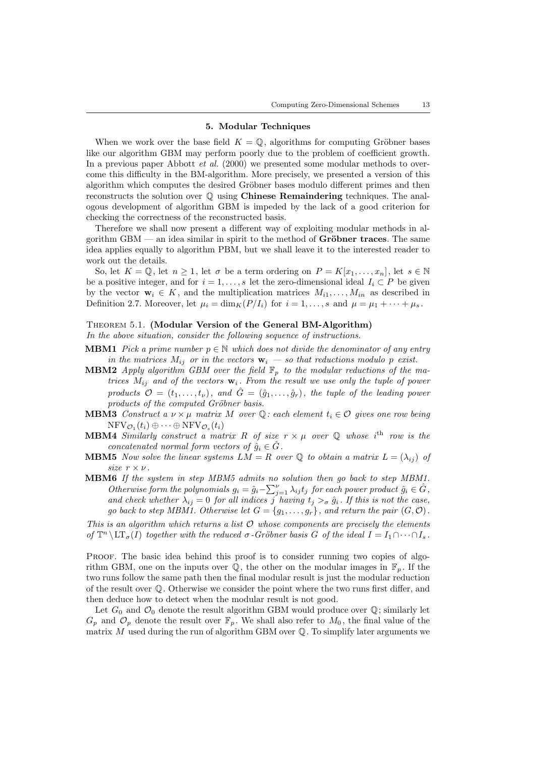## 5. Modular Techniques

When we work over the base field $K = \mathbb{Q}$, algorithms for computing Gröbner bases like our algorithm GBM may perform poorly due to the problem of coefficient growth. In a previous paper Abbott *et al.* (2000) we presented some modular methods to overcome this difficulty in the BM-algorithm. More precisely, we presented a version of this algorithm which computes the desired Gröbner bases modulo different primes and then reconstructs the solution over $\mathbb{Q}$ using **Chinese Remaindering** techniques. The analogous development of algorithm GBM is impeded by the lack of a good criterion for checking the correctness of the reconstructed basis.

Therefore we shall now present a different way of exploiting modular methods in algorithm GBM — an idea similar in spirit to the method of **Gröbner traces**. The same idea applies equally to algorithm PBM, but we shall leave it to the interested reader to work out the details.

So, let $K = \mathbb{Q}$, let $n \geq 1$, let $\sigma$ be a term ordering on $P = K[x_1, \ldots, x_n]$, let $s \in \mathbb{N}$ be a positive integer, and for $i = 1, \ldots, s$ let the zero-dimensional ideal $I_i \subset P$ be given by the vector $\mathbf{w}_i \in K$, and the multiplication matrices $M_{i1}, \ldots, M_{in}$ as described in Definition 2.7. Moreover, let $\mu_i = \dim_K(P/I_i)$ for $i = 1, \ldots, s$ and $\mu = \mu_1 + \cdots + \mu_s$.

Theorem 5.1. **(Modular Version of the General BM-Algorithm)**
*In the above situation, consider the following sequence of instructions.*

**MBM1** *Pick a prime number $p \in \mathbb{N}$ which does not divide the denominator of any entry in the matrices $M_{ij}$ or in the vectors $\mathbf{w}_i$ — so that reductions modulo $p$ exist.*

**MBM2** *Apply algorithm GBM over the field $\mathbb{F}_p$ to the modular reductions of the matrices $M_{ij}$ and of the vectors $\mathbf{w}_i$. From the result we use only the tuple of power products $\mathcal{O} = (t_1, \ldots, t_\nu)$, and $\hat{G} = (\hat{g}_1, \ldots, \hat{g}_r)$, the tuple of the leading power products of the computed Gröbner basis.*

**MBM3** *Construct a $\nu \times \mu$ matrix $M$ over $\mathbb{Q}$: each element $t_i \in \mathcal{O}$ gives one row being $\mathrm{NFV}_{\mathcal{O}_1}(t_i) \oplus \cdots \oplus \mathrm{NFV}_{\mathcal{O}_s}(t_i)$*

**MBM4** *Similarly construct a matrix $R$ of size $r \times \mu$ over $\mathbb{Q}$ whose $i^{\text{th}}$ row is the concatenated normal form vectors of $\hat{g}_i \in \hat{G}$.*

**MBM5** *Now solve the linear systems $LM = R$ over $\mathbb{Q}$ to obtain a matrix $L = (\lambda_{ij})$ of size $r \times \nu$.*

**MBM6** *If the system in step MBM5 admits no solution then go back to step MBM1. Otherwise form the polynomials $g_i = \hat{g}_i - \sum_{j=1}^{\nu} \lambda_{ij} t_j$ for each power product $\hat{g}_i \in \hat{G}$, and check whether $\lambda_{ij} = 0$ for all indices $j$ having $t_j >_\sigma \hat{g}_i$. If this is not the case, go back to step MBM1. Otherwise let $G = \{g_1, \ldots, g_r\}$, and return the pair $(G, \mathcal{O})$.*

*This is an algorithm which returns a list $\mathcal{O}$ whose components are precisely the elements of $\mathbb{T}^n \setminus \mathrm{LT}_\sigma(I)$ together with the reduced $\sigma$-Gröbner basis $G$ of the ideal $I = I_1 \cap \cdots \cap I_s$.*

Proof. The basic idea behind this proof is to consider running two copies of algorithm GBM, one on the inputs over $\mathbb{Q}$, the other on the modular images in $\mathbb{F}_p$. If the two runs follow the same path then the final modular result is just the modular reduction of the result over $\mathbb{Q}$. Otherwise we consider the point where the two runs first differ, and then deduce how to detect when the modular result is not good.

Let $G_0$ and $\mathcal{O}_0$ denote the result algorithm GBM would produce over $\mathbb{Q}$; similarly let $G_p$ and $\mathcal{O}_p$ denote the result over $\mathbb{F}_p$. We shall also refer to $M_0$, the final value of the matrix $M$ used during the run of algorithm GBM over $\mathbb{Q}$. To simplify later arguments we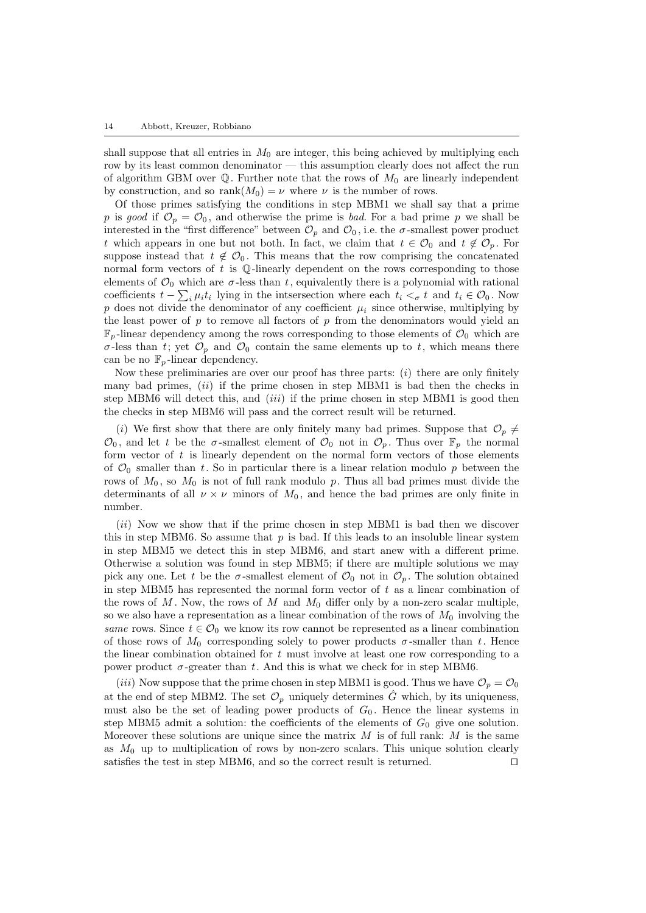shall suppose that all entries in $M_0$ are integer, this being achieved by multiplying each row by its least common denominator — this assumption clearly does not affect the run of algorithm GBM over $\mathbb{Q}$. Further note that the rows of $M_0$ are linearly independent by construction, and so $\mathrm{rank}(M_0) = \nu$ where $\nu$ is the number of rows.

Of those primes satisfying the conditions in step MBM1 we shall say that a prime $p$ is *good* if $\mathcal{O}_p = \mathcal{O}_0$, and otherwise the prime is *bad*. For a bad prime $p$ we shall be interested in the "first difference" between $\mathcal{O}_p$ and $\mathcal{O}_0$, i.e. the $\sigma$-smallest power product $t$ which appears in one but not both. In fact, we claim that $t \in \mathcal{O}_0$ and $t \notin \mathcal{O}_p$. For suppose instead that $t \notin \mathcal{O}_0$. This means that the row comprising the concatenated normal form vectors of $t$ is $\mathbb{Q}$-linearly dependent on the rows corresponding to those elements of $\mathcal{O}_0$ which are $\sigma$-less than $t$, equivalently there is a polynomial with rational coefficients $t - \sum_i \mu_i t_i$ lying in the intsersection where each $t_i <_\sigma t$ and $t_i \in \mathcal{O}_0$. Now $p$ does not divide the denominator of any coefficient $\mu_i$ since otherwise, multiplying by the least power of $p$ to remove all factors of $p$ from the denominators would yield an $\mathbb{F}_p$-linear dependency among the rows corresponding to those elements of $\mathcal{O}_0$ which are $\sigma$-less than $t$; yet $\mathcal{O}_p$ and $\mathcal{O}_0$ contain the same elements up to $t$, which means there can be no $\mathbb{F}_p$-linear dependency.

Now these preliminaries are over our proof has three parts: $(i)$ there are only finitely many bad primes, $(ii)$ if the prime chosen in step MBM1 is bad then the checks in step MBM6 will detect this, and $(iii)$ if the prime chosen in step MBM1 is good then the checks in step MBM6 will pass and the correct result will be returned.

$(i)$ We first show that there are only finitely many bad primes. Suppose that $\mathcal{O}_p \neq \mathcal{O}_0$, and let $t$ be the $\sigma$-smallest element of $\mathcal{O}_0$ not in $\mathcal{O}_p$. Thus over $\mathbb{F}_p$ the normal form vector of $t$ is linearly dependent on the normal form vectors of those elements of $\mathcal{O}_0$ smaller than $t$. So in particular there is a linear relation modulo $p$ between the rows of $M_0$, so $M_0$ is not of full rank modulo $p$. Thus all bad primes must divide the determinants of all $\nu \times \nu$ minors of $M_0$, and hence the bad primes are only finite in number.

$(ii)$ Now we show that if the prime chosen in step MBM1 is bad then we discover this in step MBM6. So assume that $p$ is bad. If this leads to an insoluble linear system in step MBM5 we detect this in step MBM6, and start anew with a different prime. Otherwise a solution was found in step MBM5; if there are multiple solutions we may pick any one. Let $t$ be the $\sigma$-smallest element of $\mathcal{O}_0$ not in $\mathcal{O}_p$. The solution obtained in step MBM5 has represented the normal form vector of $t$ as a linear combination of the rows of $M$. Now, the rows of $M$ and $M_0$ differ only by a non-zero scalar multiple, so we also have a representation as a linear combination of the rows of $M_0$ involving the *same* rows. Since $t \in \mathcal{O}_0$ we know its row cannot be represented as a linear combination of those rows of $M_0$ corresponding solely to power products $\sigma$-smaller than $t$. Hence the linear combination obtained for $t$ must involve at least one row corresponding to a power product $\sigma$-greater than $t$. And this is what we check for in step MBM6.

$(iii)$ Now suppose that the prime chosen in step MBM1 is good. Thus we have $\mathcal{O}_p = \mathcal{O}_0$ at the end of step MBM2. The set $\mathcal{O}_p$ uniquely determines $\hat{G}$ which, by its uniqueness, must also be the set of leading power products of $G_0$. Hence the linear systems in step MBM5 admit a solution: the coefficients of the elements of $G_0$ give one solution. Moreover these solutions are unique since the matrix $M$ is of full rank: $M$ is the same as $M_0$ up to multiplication of rows by non-zero scalars. This unique solution clearly satisfies the test in step MBM6, and so the correct result is returned. $\square$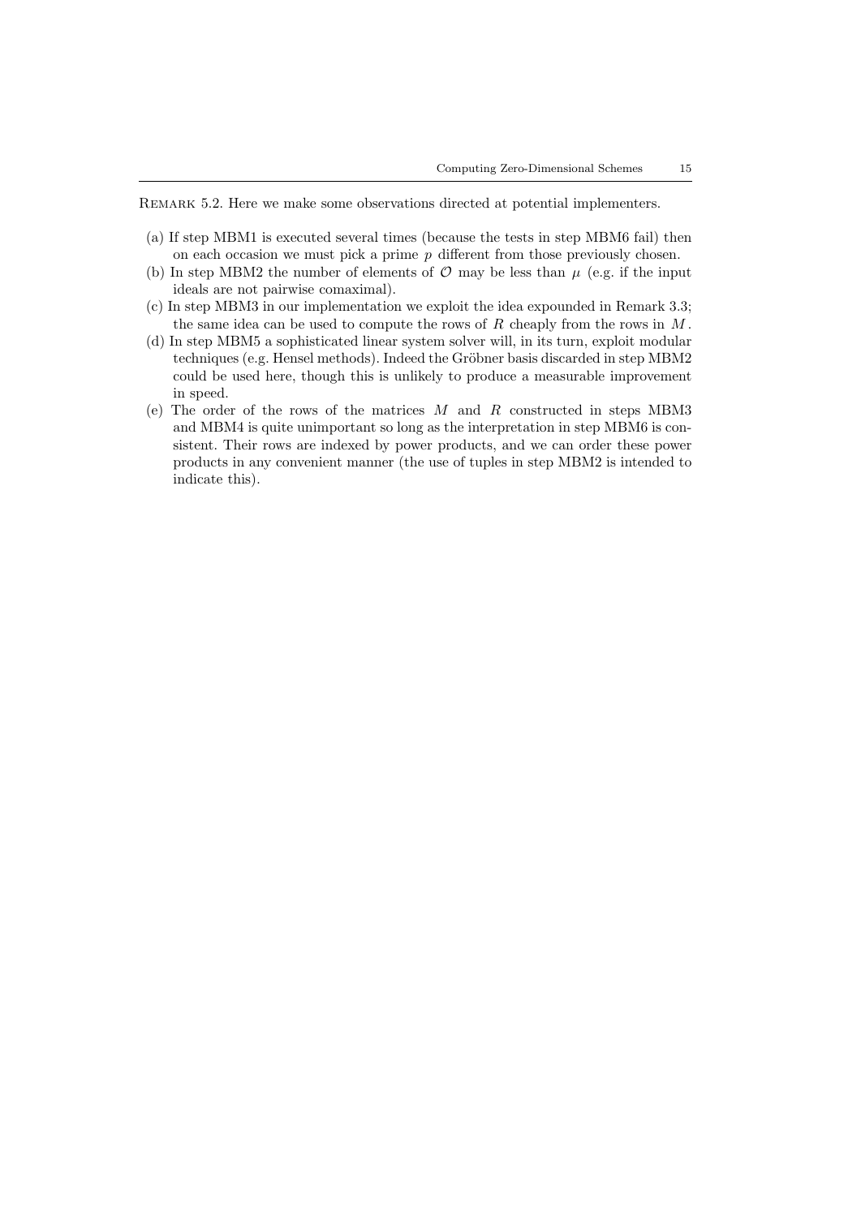Remark 5.2. Here we make some observations directed at potential implementers.

(a) If step MBM1 is executed several times (because the tests in step MBM6 fail) then on each occasion we must pick a prime $p$ different from those previously chosen.
(b) In step MBM2 the number of elements of $\mathcal{O}$ may be less than $\mu$ (e.g. if the input ideals are not pairwise comaximal).
(c) In step MBM3 in our implementation we exploit the idea expounded in Remark 3.3; the same idea can be used to compute the rows of $R$ cheaply from the rows in $M$.
(d) In step MBM5 a sophisticated linear system solver will, in its turn, exploit modular techniques (e.g. Hensel methods). Indeed the Gröbner basis discarded in step MBM2 could be used here, though this is unlikely to produce a measurable improvement in speed.
(e) The order of the rows of the matrices $M$ and $R$ constructed in steps MBM3 and MBM4 is quite unimportant so long as the interpretation in step MBM6 is consistent. Their rows are indexed by power products, and we can order these power products in any convenient manner (the use of tuples in step MBM2 is intended to indicate this).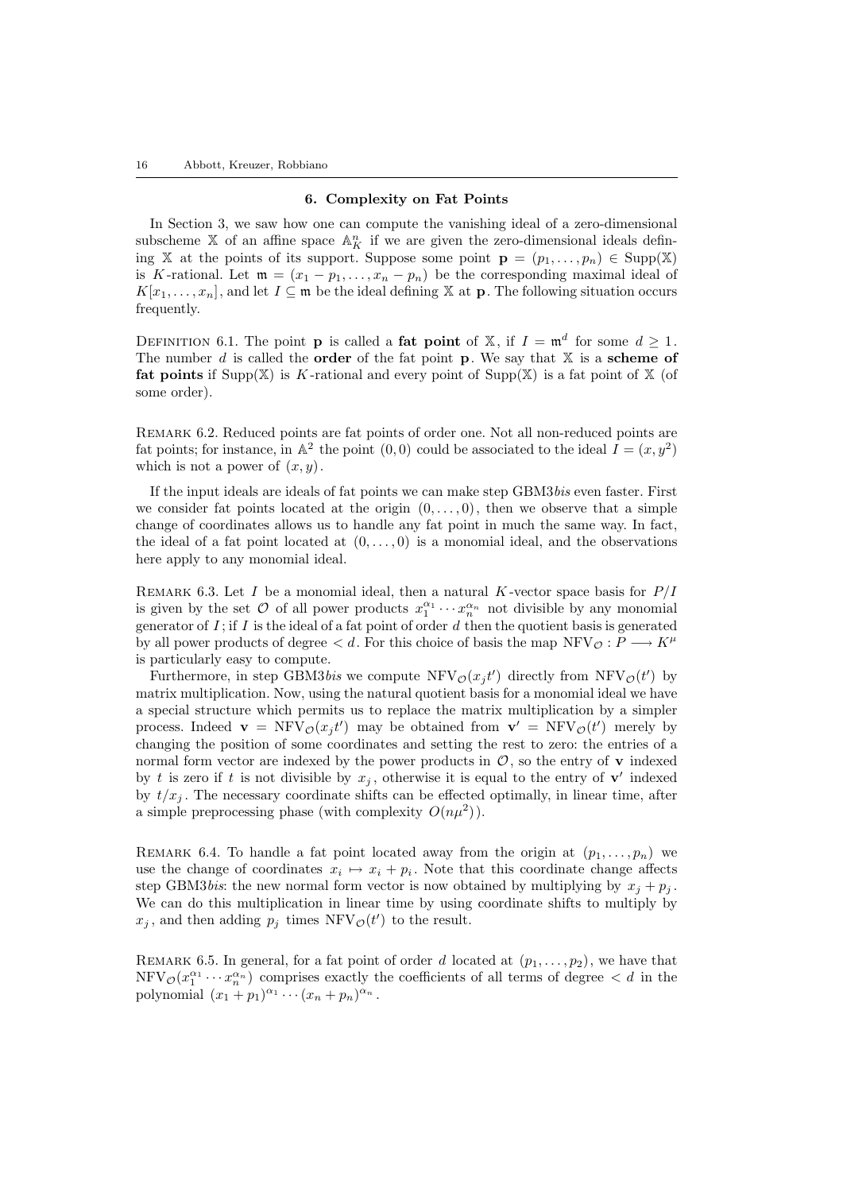## 6. Complexity on Fat Points

In Section 3, we saw how one can compute the vanishing ideal of a zero-dimensional subscheme $\mathbb{X}$ of an affine space $\mathbb{A}^n_K$ if we are given the zero-dimensional ideals defining $\mathbb{X}$ at the points of its support. Suppose some point $\mathbf{p} = (p_1, \ldots, p_n) \in \mathrm{Supp}(\mathbb{X})$ is $K$-rational. Let $\mathfrak{m} = (x_1 - p_1, \ldots, x_n - p_n)$ be the corresponding maximal ideal of $K[x_1, \ldots, x_n]$, and let $I \subseteq \mathfrak{m}$ be the ideal defining $\mathbb{X}$ at $\mathbf{p}$. The following situation occurs frequently.

Definition 6.1. The point $\mathbf{p}$ is called a **fat point** of $\mathbb{X}$, if $I = \mathfrak{m}^d$ for some $d \geq 1$. The number $d$ is called the **order** of the fat point $\mathbf{p}$. We say that $\mathbb{X}$ is a **scheme of fat points** if $\mathrm{Supp}(\mathbb{X})$ is $K$-rational and every point of $\mathrm{Supp}(\mathbb{X})$ is a fat point of $\mathbb{X}$ (of some order).

Remark 6.2. Reduced points are fat points of order one. Not all non-reduced points are fat points; for instance, in $\mathbb{A}^2$ the point $(0,0)$ could be associated to the ideal $I = (x, y^2)$ which is not a power of $(x, y)$.

If the input ideals are ideals of fat points we can make step GBM3*bis* even faster. First we consider fat points located at the origin $(0, \ldots, 0)$, then we observe that a simple change of coordinates allows us to handle any fat point in much the same way. In fact, the ideal of a fat point located at $(0, \ldots, 0)$ is a monomial ideal, and the observations here apply to any monomial ideal.

Remark 6.3. Let $I$ be a monomial ideal, then a natural $K$-vector space basis for $P/I$ is given by the set $\mathcal{O}$ of all power products $x_1^{\alpha_1} \cdots x_n^{\alpha_n}$ not divisible by any monomial generator of $I$; if $I$ is the ideal of a fat point of order $d$ then the quotient basis is generated by all power products of degree $< d$. For this choice of basis the map $\mathrm{NFV}_{\mathcal{O}} : P \longrightarrow K^\mu$ is particularly easy to compute.

Furthermore, in step GBM3*bis* we compute $\mathrm{NFV}_{\mathcal{O}}(x_j t')$ directly from $\mathrm{NFV}_{\mathcal{O}}(t')$ by matrix multiplication. Now, using the natural quotient basis for a monomial ideal we have a special structure which permits us to replace the matrix multiplication by a simpler process. Indeed $\mathbf{v} = \mathrm{NFV}_{\mathcal{O}}(x_j t')$ may be obtained from $\mathbf{v}' = \mathrm{NFV}_{\mathcal{O}}(t')$ merely by changing the position of some coordinates and setting the rest to zero: the entries of a normal form vector are indexed by the power products in $\mathcal{O}$, so the entry of $\mathbf{v}$ indexed by $t$ is zero if $t$ is not divisible by $x_j$, otherwise it is equal to the entry of $\mathbf{v}'$ indexed by $t/x_j$. The necessary coordinate shifts can be effected optimally, in linear time, after a simple preprocessing phase (with complexity $O(n\mu^2)$).

Remark 6.4. To handle a fat point located away from the origin at $(p_1, \ldots, p_n)$ we use the change of coordinates $x_i \mapsto x_i + p_i$. Note that this coordinate change affects step GBM3*bis*: the new normal form vector is now obtained by multiplying by $x_j + p_j$. We can do this multiplication in linear time by using coordinate shifts to multiply by $x_j$, and then adding $p_j$ times $\mathrm{NFV}_{\mathcal{O}}(t')$ to the result.

Remark 6.5. In general, for a fat point of order $d$ located at $(p_1, \ldots, p_2)$, we have that $\mathrm{NFV}_{\mathcal{O}}(x_1^{\alpha_1} \cdots x_n^{\alpha_n})$ comprises exactly the coefficients of all terms of degree $< d$ in the polynomial $(x_1 + p_1)^{\alpha_1} \cdots (x_n + p_n)^{\alpha_n}$.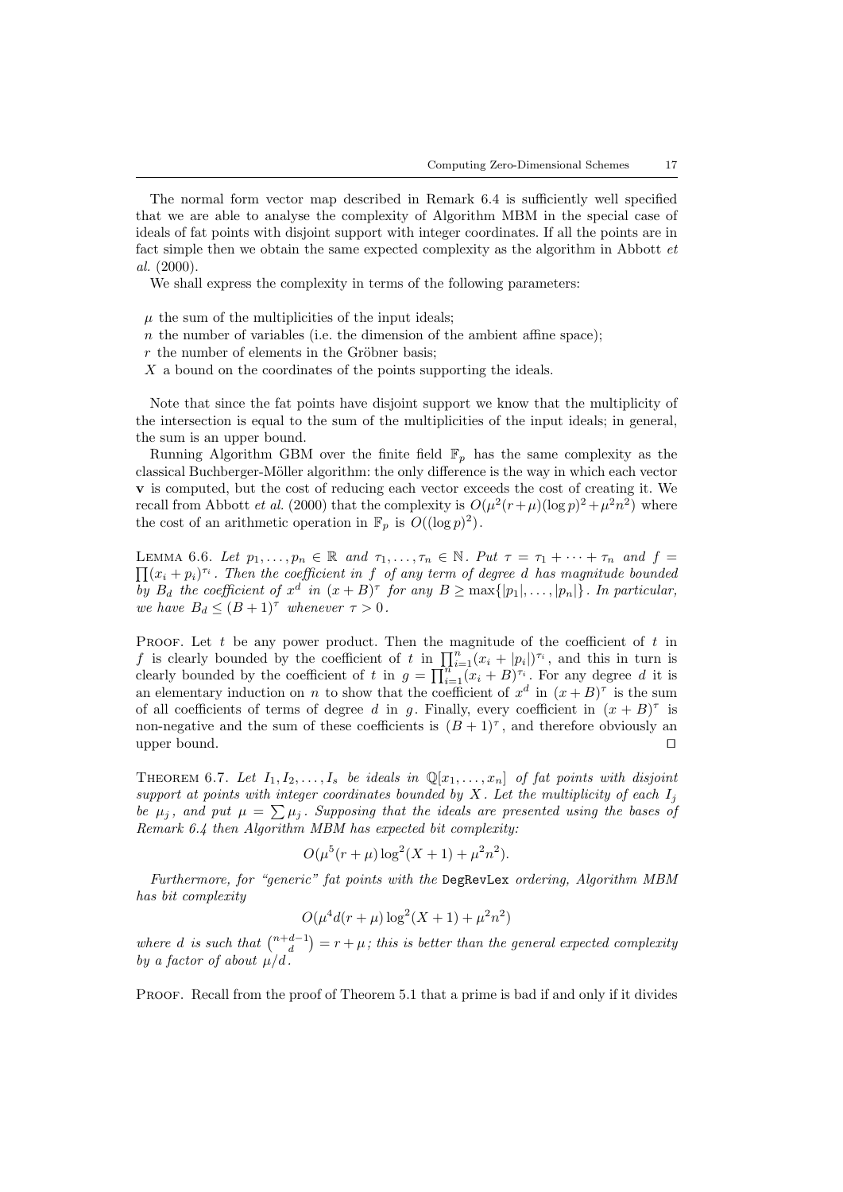The normal form vector map described in Remark 6.4 is sufficiently well specified that we are able to analyse the complexity of Algorithm MBM in the special case of ideals of fat points with disjoint support with integer coordinates. If all the points are in fact simple then we obtain the same expected complexity as the algorithm in Abbott *et al.* (2000).

We shall express the complexity in terms of the following parameters:

- $\mu$ the sum of the multiplicities of the input ideals;
- $n$ the number of variables (i.e. the dimension of the ambient affine space);
- $r$ the number of elements in the Gröbner basis;
- $X$ a bound on the coordinates of the points supporting the ideals.

Note that since the fat points have disjoint support we know that the multiplicity of the intersection is equal to the sum of the multiplicities of the input ideals; in general, the sum is an upper bound.

Running Algorithm GBM over the finite field $\mathbb{F}_p$ has the same complexity as the classical Buchberger-Möller algorithm: the only difference is the way in which each vector $\mathbf{v}$ is computed, but the cost of reducing each vector exceeds the cost of creating it. We recall from Abbott *et al.* (2000) that the complexity is $O(\mu^2(r+\mu)(\log p)^2 + \mu^2 n^2)$ where the cost of an arithmetic operation in $\mathbb{F}_p$ is $O((\log p)^2)$.

LEMMA 6.6. *Let $p_1, \ldots, p_n \in \mathbb{R}$ and $\tau_1, \ldots, \tau_n \in \mathbb{N}$. Put $\tau = \tau_1 + \cdots + \tau_n$ and $f = \prod (x_i + p_i)^{\tau_i}$. Then the coefficient in $f$ of any term of degree $d$ has magnitude bounded by $B_d$ the coefficient of $x^d$ in $(x+B)^\tau$ for any $B \geq \max\{|p_1|, \ldots, |p_n|\}$. In particular, we have $B_d \leq (B+1)^\tau$ whenever $\tau > 0$.*

PROOF. Let $t$ be any power product. Then the magnitude of the coefficient of $t$ in $f$ is clearly bounded by the coefficient of $t$ in $\prod_{i=1}^n (x_i + |p_i|)^{\tau_i}$, and this in turn is clearly bounded by the coefficient of $t$ in $g = \prod_{i=1}^n (x_i + B)^{\tau_i}$. For any degree $d$ it is an elementary induction on $n$ to show that the coefficient of $x^d$ in $(x+B)^\tau$ is the sum of all coefficients of terms of degree $d$ in $g$. Finally, every coefficient in $(x+B)^\tau$ is non-negative and the sum of these coefficients is $(B+1)^\tau$, and therefore obviously an upper bound. $\square$

THEOREM 6.7. *Let $I_1, I_2, \ldots, I_s$ be ideals in $\mathbb{Q}[x_1, \ldots, x_n]$ of fat points with disjoint support at points with integer coordinates bounded by $X$. Let the multiplicity of each $I_j$ be $\mu_j$, and put $\mu = \sum \mu_j$. Supposing that the ideals are presented using the bases of Remark 6.4 then Algorithm MBM has expected bit complexity:*

$$O(\mu^5(r+\mu)\log^2(X+1) + \mu^2 n^2).$$

*Furthermore, for "generic" fat points with the* `DegRevLex` *ordering, Algorithm MBM has bit complexity*

$$O(\mu^4 d(r+\mu)\log^2(X+1) + \mu^2 n^2)$$

*where $d$ is such that $\binom{n+d-1}{d} = r + \mu$; this is better than the general expected complexity by a factor of about $\mu/d$.*

PROOF. Recall from the proof of Theorem 5.1 that a prime is bad if and only if it divides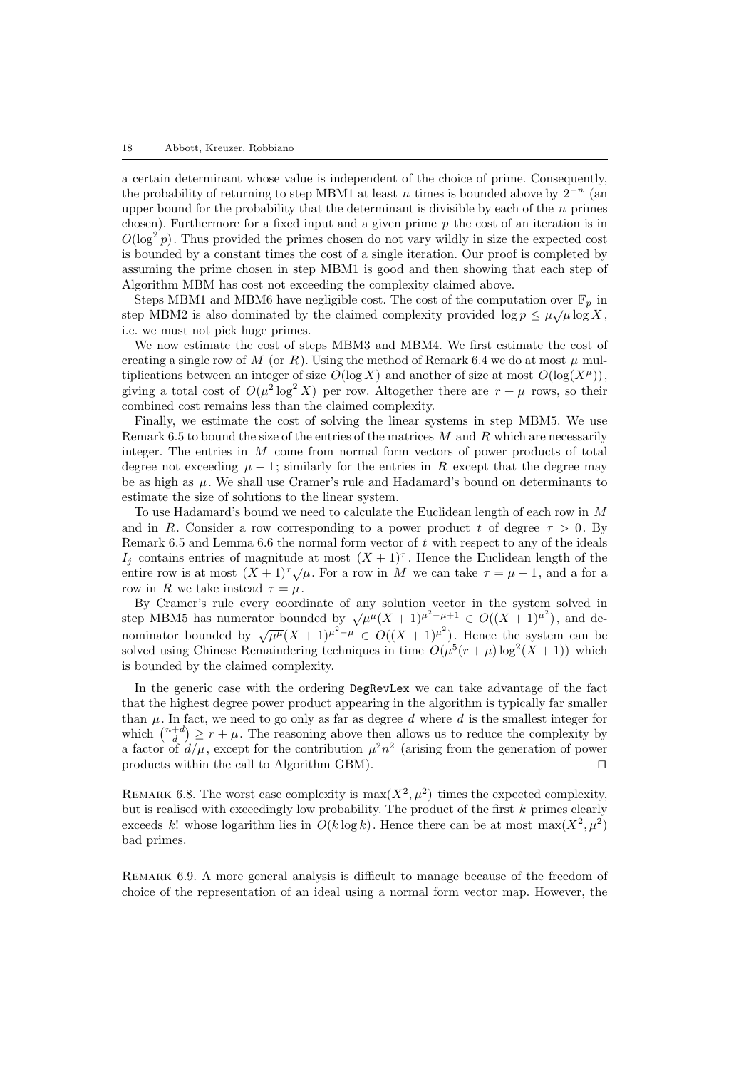a certain determinant whose value is independent of the choice of prime. Consequently, the probability of returning to step MBM1 at least $n$ times is bounded above by $2^{-n}$ (an upper bound for the probability that the determinant is divisible by each of the $n$ primes chosen). Furthermore for a fixed input and a given prime $p$ the cost of an iteration is in $O(\log^2 p)$. Thus provided the primes chosen do not vary wildly in size the expected cost is bounded by a constant times the cost of a single iteration. Our proof is completed by assuming the prime chosen in step MBM1 is good and then showing that each step of Algorithm MBM has cost not exceeding the complexity claimed above.

Steps MBM1 and MBM6 have negligible cost. The cost of the computation over $\mathbb{F}_p$ in step MBM2 is also dominated by the claimed complexity provided $\log p \leq \mu\sqrt{\mu}\log X$, i.e. we must not pick huge primes.

We now estimate the cost of steps MBM3 and MBM4. We first estimate the cost of creating a single row of $M$ (or $R$). Using the method of Remark 6.4 we do at most $\mu$ multiplications between an integer of size $O(\log X)$ and another of size at most $O(\log(X^\mu))$, giving a total cost of $O(\mu^2 \log^2 X)$ per row. Altogether there are $r + \mu$ rows, so their combined cost remains less than the claimed complexity.

Finally, we estimate the cost of solving the linear systems in step MBM5. We use Remark 6.5 to bound the size of the entries of the matrices $M$ and $R$ which are necessarily integer. The entries in $M$ come from normal form vectors of power products of total degree not exceeding $\mu - 1$; similarly for the entries in $R$ except that the degree may be as high as $\mu$. We shall use Cramer's rule and Hadamard's bound on determinants to estimate the size of solutions to the linear system.

To use Hadamard's bound we need to calculate the Euclidean length of each row in $M$ and in $R$. Consider a row corresponding to a power product $t$ of degree $\tau > 0$. By Remark 6.5 and Lemma 6.6 the normal form vector of $t$ with respect to any of the ideals $I_j$ contains entries of magnitude at most $(X+1)^\tau$. Hence the Euclidean length of the entire row is at most $(X+1)^\tau\sqrt{\mu}$. For a row in $M$ we can take $\tau = \mu - 1$, and a for a row in $R$ we take instead $\tau = \mu$.

By Cramer's rule every coordinate of any solution vector in the system solved in step MBM5 has numerator bounded by $\sqrt{\mu^\mu}(X+1)^{\mu^2-\mu+1} \in O((X+1)^{\mu^2})$, and denominator bounded by $\sqrt{\mu^\mu}(X+1)^{\mu^2-\mu} \in O((X+1)^{\mu^2})$. Hence the system can be solved using Chinese Remaindering techniques in time $O(\mu^5(r+\mu)\log^2(X+1))$ which is bounded by the claimed complexity.

In the generic case with the ordering DegRevLex we can take advantage of the fact that the highest degree power product appearing in the algorithm is typically far smaller than $\mu$. In fact, we need to go only as far as degree $d$ where $d$ is the smallest integer for which $\binom{n+d}{d} \geq r + \mu$. The reasoning above then allows us to reduce the complexity by a factor of $d/\mu$, except for the contribution $\mu^2 n^2$ (arising from the generation of power products within the call to Algorithm GBM). $\square$

Remark 6.8. The worst case complexity is $\max(X^2, \mu^2)$ times the expected complexity, but is realised with exceedingly low probability. The product of the first $k$ primes clearly exceeds $k!$ whose logarithm lies in $O(k \log k)$. Hence there can be at most $\max(X^2, \mu^2)$ bad primes.

Remark 6.9. A more general analysis is difficult to manage because of the freedom of choice of the representation of an ideal using a normal form vector map. However, the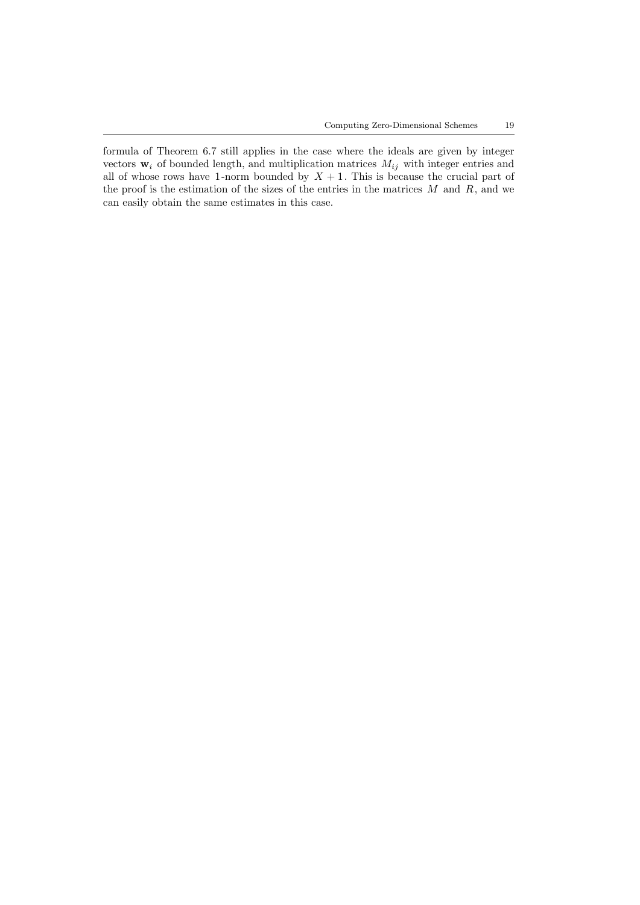formula of Theorem 6.7 still applies in the case where the ideals are given by integer vectors $\mathbf{w}_i$ of bounded length, and multiplication matrices $M_{ij}$ with integer entries and all of whose rows have 1-norm bounded by $X + 1$. This is because the crucial part of the proof is the estimation of the sizes of the entries in the matrices $M$ and $R$, and we can easily obtain the same estimates in this case.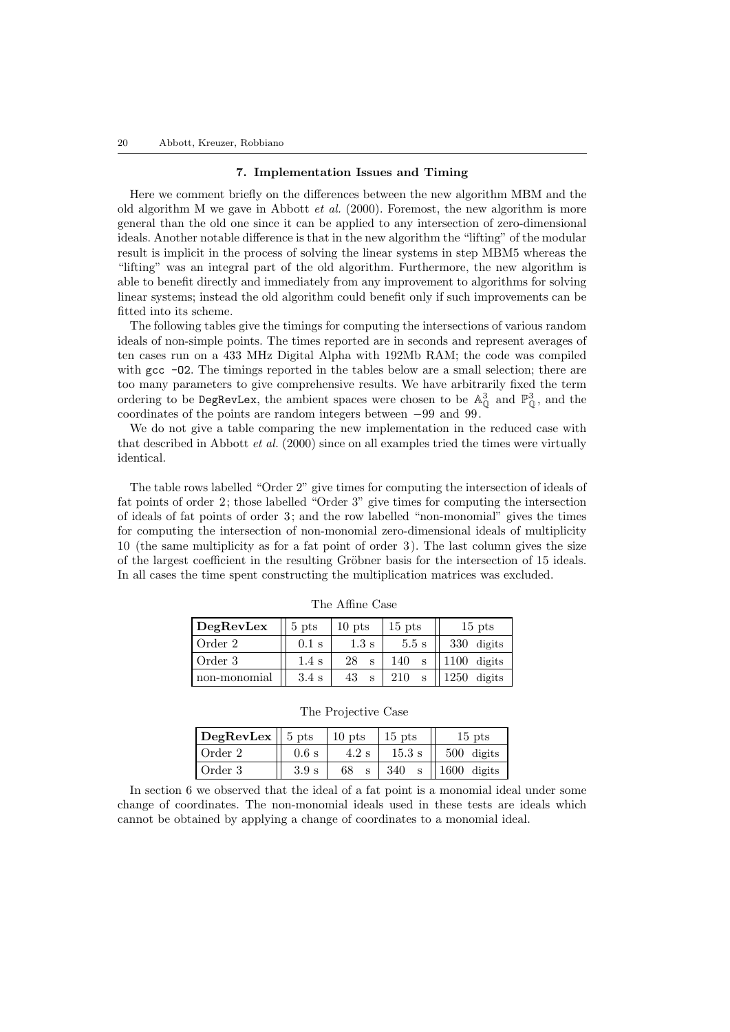## 7. Implementation Issues and Timing

Here we comment briefly on the differences between the new algorithm MBM and the old algorithm M we gave in Abbott *et al.* (2000). Foremost, the new algorithm is more general than the old one since it can be applied to any intersection of zero-dimensional ideals. Another notable difference is that in the new algorithm the "lifting" of the modular result is implicit in the process of solving the linear systems in step MBM5 whereas the "lifting" was an integral part of the old algorithm. Furthermore, the new algorithm is able to benefit directly and immediately from any improvement to algorithms for solving linear systems; instead the old algorithm could benefit only if such improvements can be fitted into its scheme.

The following tables give the timings for computing the intersections of various random ideals of non-simple points. The times reported are in seconds and represent averages of ten cases run on a 433 MHz Digital Alpha with 192Mb RAM; the code was compiled with `gcc -O2`. The timings reported in the tables below are a small selection; there are too many parameters to give comprehensive results. We have arbitrarily fixed the term ordering to be `DegRevLex`, the ambient spaces were chosen to be $\mathbb{A}^3_{\mathbb{Q}}$ and $\mathbb{P}^3_{\mathbb{Q}}$, and the coordinates of the points are random integers between $-99$ and $99$.

We do not give a table comparing the new implementation in the reduced case with that described in Abbott *et al.* (2000) since on all examples tried the times were virtually identical.

The table rows labelled "Order 2" give times for computing the intersection of ideals of fat points of order 2; those labelled "Order 3" give times for computing the intersection of ideals of fat points of order 3; and the row labelled "non-monomial" gives the times for computing the intersection of non-monomial zero-dimensional ideals of multiplicity 10 (the same multiplicity as for a fat point of order 3). The last column gives the size of the largest coefficient in the resulting Gröbner basis for the intersection of 15 ideals. In all cases the time spent constructing the multiplication matrices was excluded.

The Affine Case

| **DegRevLex** | 5 pts | 10 pts | 15 pts | 15 pts |
|---|---|---|---|---|
| Order 2 | 0.1 s | 1.3 s | 5.5 s | 330 digits |
| Order 3 | 1.4 s | 28 s | 140 s | 1100 digits |
| non-monomial | 3.4 s | 43 s | 210 s | 1250 digits |

The Projective Case

| **DegRevLex** | 5 pts | 10 pts | 15 pts | 15 pts |
|---|---|---|---|---|
| Order 2 | 0.6 s | 4.2 s | 15.3 s | 500 digits |
| Order 3 | 3.9 s | 68 s | 340 s | 1600 digits |

In section 6 we observed that the ideal of a fat point is a monomial ideal under some change of coordinates. The non-monomial ideals used in these tests are ideals which cannot be obtained by applying a change of coordinates to a monomial ideal.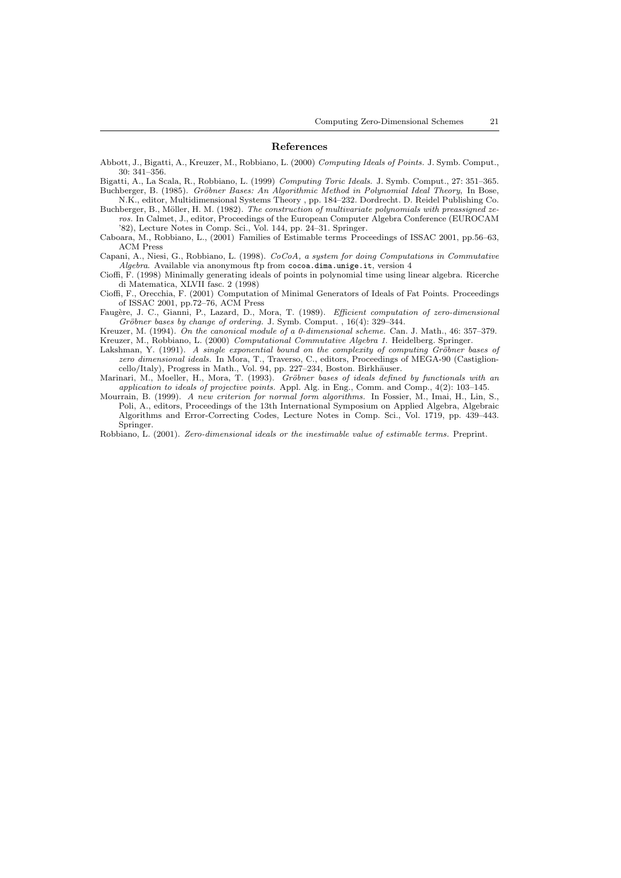## References

Abbott, J., Bigatti, A., Kreuzer, M., Robbiano, L. (2000) *Computing Ideals of Points.* J. Symb. Comput., 30: 341–356.

Bigatti, A., La Scala, R., Robbiano, L. (1999) *Computing Toric Ideals.* J. Symb. Comput., 27: 351–365.

Buchberger, B. (1985). *Gröbner Bases: An Algorithmic Method in Polynomial Ideal Theory*, In Bose, N.K., editor, Multidimensional Systems Theory , pp. 184–232. Dordrecht. D. Reidel Publishing Co.

Buchberger, B., Möller, H. M. (1982). *The construction of multivariate polynomials with preassigned zeros.* In Calmet, J., editor, Proceedings of the European Computer Algebra Conference (EUROCAM '82), Lecture Notes in Comp. Sci., Vol. 144, pp. 24–31. Springer.

Caboara, M., Robbiano, L., (2001) Families of Estimable terms Proceedings of ISSAC 2001, pp.56–63, ACM Press

Capani, A., Niesi, G., Robbiano, L. (1998). *CoCoA, a system for doing Computations in Commutative Algebra.* Available via anonymous ftp from `cocoa.dima.unige.it`, version 4

Cioffi, F. (1998) Minimally generating ideals of points in polynomial time using linear algebra. Ricerche di Matematica, XLVII fasc. 2 (1998)

Cioffi, F., Orecchia, F. (2001) Computation of Minimal Generators of Ideals of Fat Points. Proceedings of ISSAC 2001, pp.72–76, ACM Press

Faugère, J. C., Gianni, P., Lazard, D., Mora, T. (1989). *Efficient computation of zero-dimensional Gröbner bases by change of ordering.* J. Symb. Comput. , 16(4): 329–344.

Kreuzer, M. (1994). *On the canonical module of a 0-dimensional scheme.* Can. J. Math., 46: 357–379.

Kreuzer, M., Robbiano, L. (2000) *Computational Commutative Algebra 1.* Heidelberg. Springer.

Lakshman, Y. (1991). *A single exponential bound on the complexity of computing Gröbner bases of zero dimensional ideals.* In Mora, T., Traverso, C., editors, Proceedings of MEGA-90 (Castiglioncello/Italy), Progress in Math., Vol. 94, pp. 227–234, Boston. Birkhäuser.

Marinari, M., Moeller, H., Mora, T. (1993). *Gröbner bases of ideals defined by functionals with an application to ideals of projective points.* Appl. Alg. in Eng., Comm. and Comp., 4(2): 103–145.

Mourrain, B. (1999). *A new criterion for normal form algorithms.* In Fossier, M., Imai, H., Lin, S., Poli, A., editors, Proceedings of the 13th International Symposium on Applied Algebra, Algebraic Algorithms and Error-Correcting Codes, Lecture Notes in Comp. Sci., Vol. 1719, pp. 439–443. Springer.

Robbiano, L. (2001). *Zero-dimensional ideals or the inestimable value of estimable terms.* Preprint.